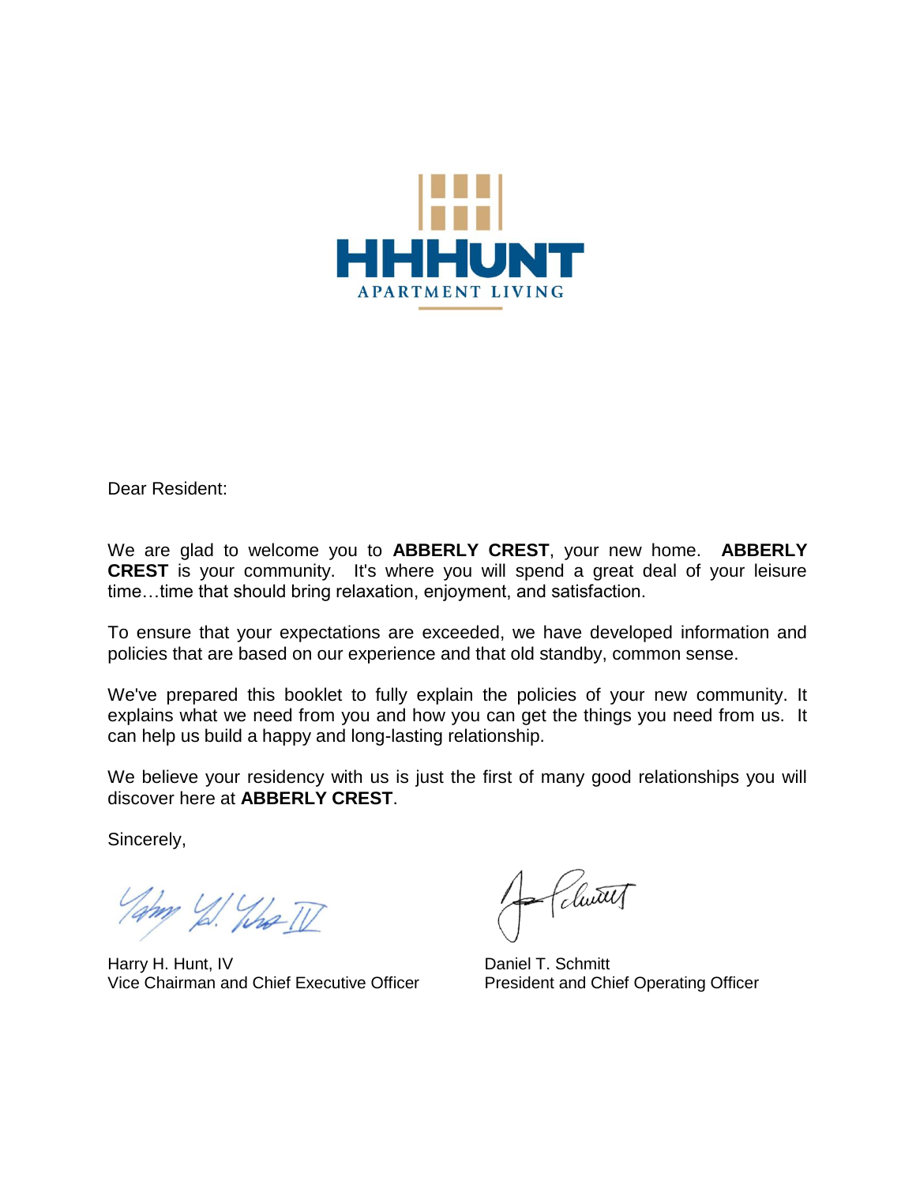**HHHUNT**

APARTMENT LIVING

Dear Resident:

We are glad to welcome you to **ABBERLY CREST**, your new home. **ABBERLY CREST** is your community. It's where you will spend a great deal of your leisure time…time that should bring relaxation, enjoyment, and satisfaction.

To ensure that your expectations are exceeded, we have developed information and policies that are based on our experience and that old standby, common sense.

We've prepared this booklet to fully explain the policies of your new community. It explains what we need from you and how you can get the things you need from us. It can help us build a happy and long-lasting relationship.

We believe your residency with us is just the first of many good relationships you will discover here at **ABBERLY CREST**.

Sincerely,

Harry H. Hunt, IV
Vice Chairman and Chief Executive Officer

Daniel T. Schmitt
President and Chief Operating Officer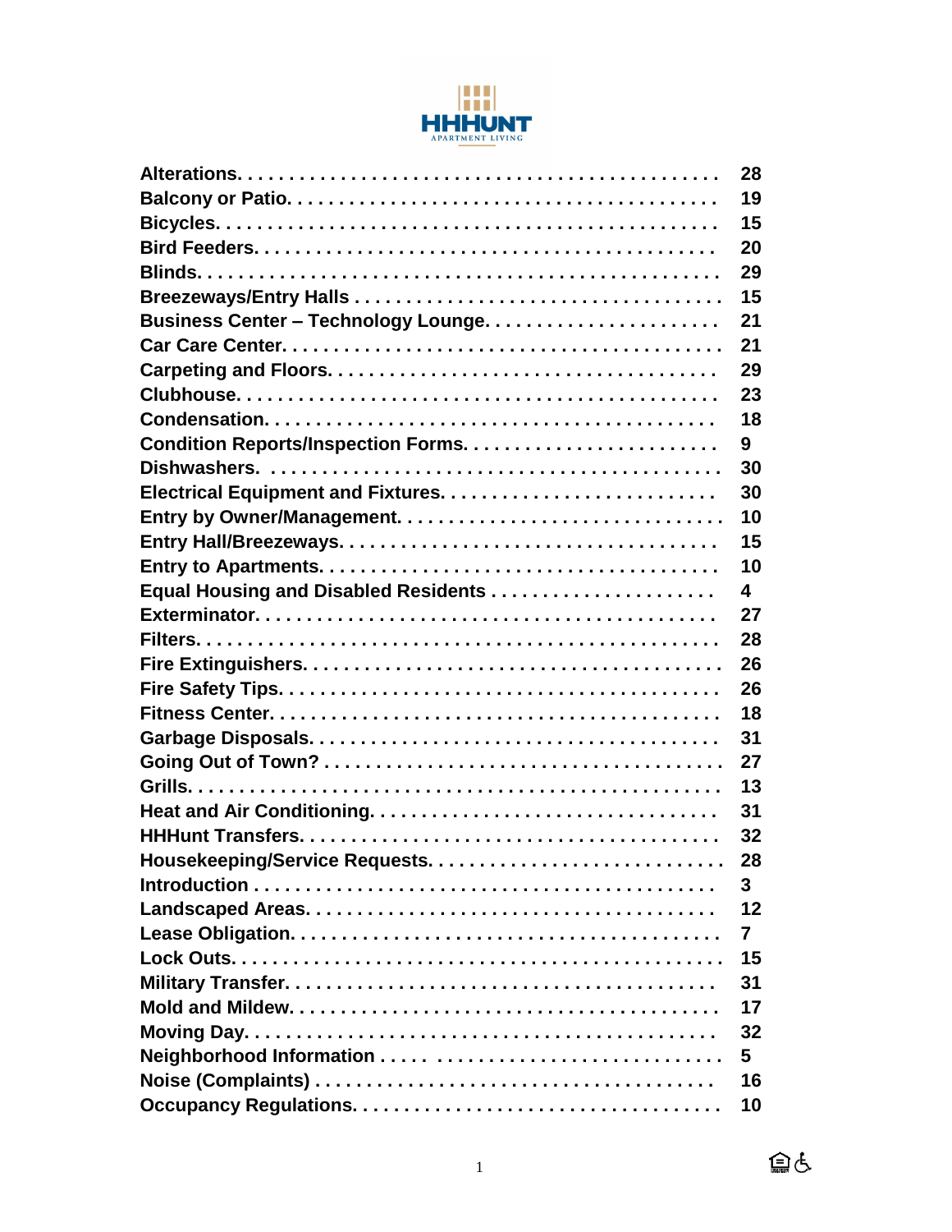HHHUNT
APARTMENT LIVING

| Topic | Page |
|---|---|
| Alterations | 28 |
| Balcony or Patio | 19 |
| Bicycles | 15 |
| Bird Feeders | 20 |
| Blinds | 29 |
| Breezeways/Entry Halls | 15 |
| Business Center – Technology Lounge | 21 |
| Car Care Center | 21 |
| Carpeting and Floors | 29 |
| Clubhouse | 23 |
| Condensation | 18 |
| Condition Reports/Inspection Forms | 9 |
| Dishwashers | 30 |
| Electrical Equipment and Fixtures | 30 |
| Entry by Owner/Management | 10 |
| Entry Hall/Breezeways | 15 |
| Entry to Apartments | 10 |
| Equal Housing and Disabled Residents | 4 |
| Exterminator | 27 |
| Filters | 28 |
| Fire Extinguishers | 26 |
| Fire Safety Tips | 26 |
| Fitness Center | 18 |
| Garbage Disposals | 31 |
| Going Out of Town? | 27 |
| Grills | 13 |
| Heat and Air Conditioning | 31 |
| HHHunt Transfers | 32 |
| Housekeeping/Service Requests | 28 |
| Introduction | 3 |
| Landscaped Areas | 12 |
| Lease Obligation | 7 |
| Lock Outs | 15 |
| Military Transfer | 31 |
| Mold and Mildew | 17 |
| Moving Day | 32 |
| Neighborhood Information | 5 |
| Noise (Complaints) | 16 |
| Occupancy Regulations | 10 |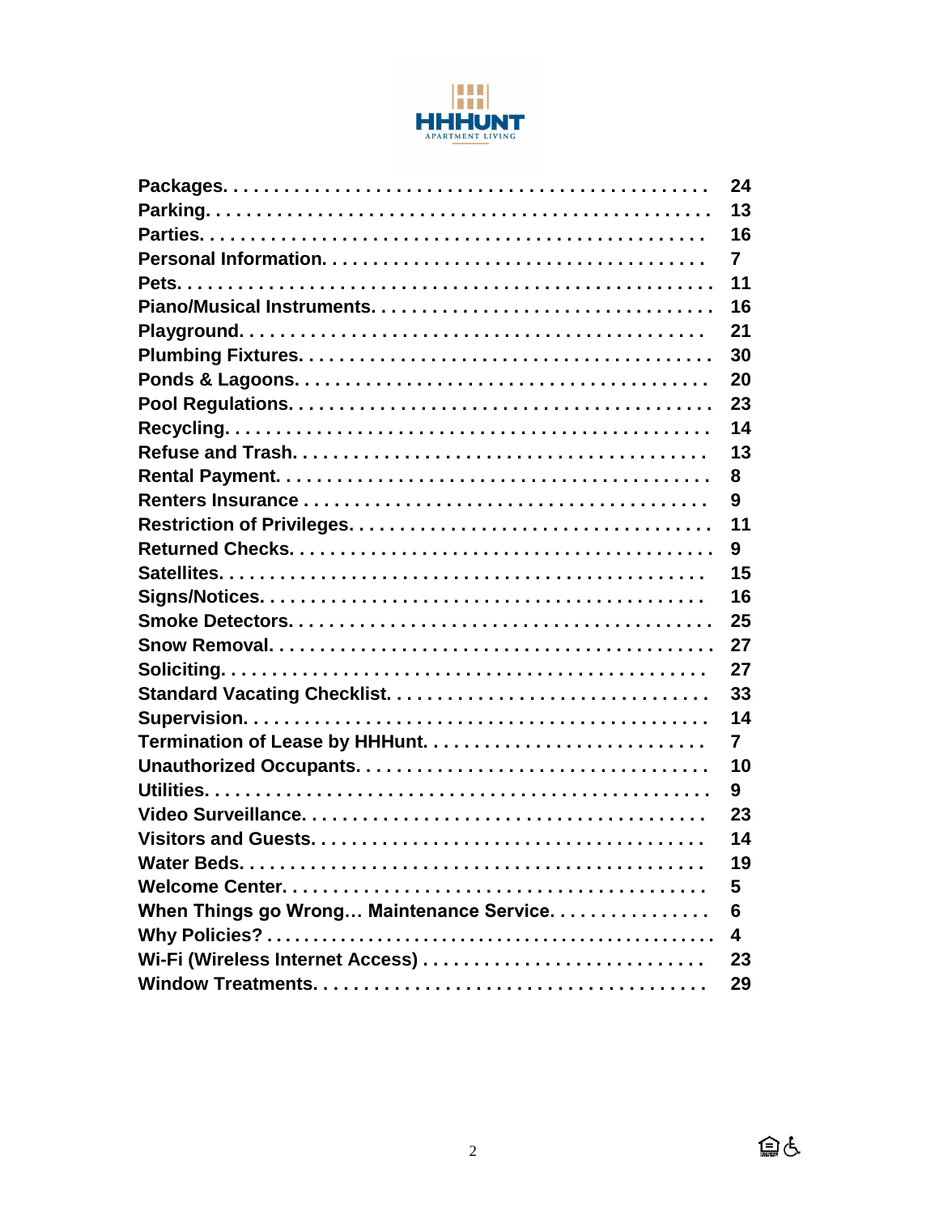| | |
|---|---|
| **Packages** | **24** |
| **Parking** | **13** |
| **Parties** | **16** |
| **Personal Information** | **7** |
| **Pets** | **11** |
| **Piano/Musical Instruments** | **16** |
| **Playground** | **21** |
| **Plumbing Fixtures** | **30** |
| **Ponds & Lagoons** | **20** |
| **Pool Regulations** | **23** |
| **Recycling** | **14** |
| **Refuse and Trash** | **13** |
| **Rental Payment** | **8** |
| **Renters Insurance** | **9** |
| **Restriction of Privileges** | **11** |
| **Returned Checks** | **9** |
| **Satellites** | **15** |
| **Signs/Notices** | **16** |
| **Smoke Detectors** | **25** |
| **Snow Removal** | **27** |
| **Soliciting** | **27** |
| **Standard Vacating Checklist** | **33** |
| **Supervision** | **14** |
| **Termination of Lease by HHHunt** | **7** |
| **Unauthorized Occupants** | **10** |
| **Utilities** | **9** |
| **Video Surveillance** | **23** |
| **Visitors and Guests** | **14** |
| **Water Beds** | **19** |
| **Welcome Center** | **5** |
| **When Things go Wrong… Maintenance Service** | **6** |
| **Why Policies?** | **4** |
| **Wi-Fi (Wireless Internet Access)** | **23** |
| **Window Treatments** | **29** |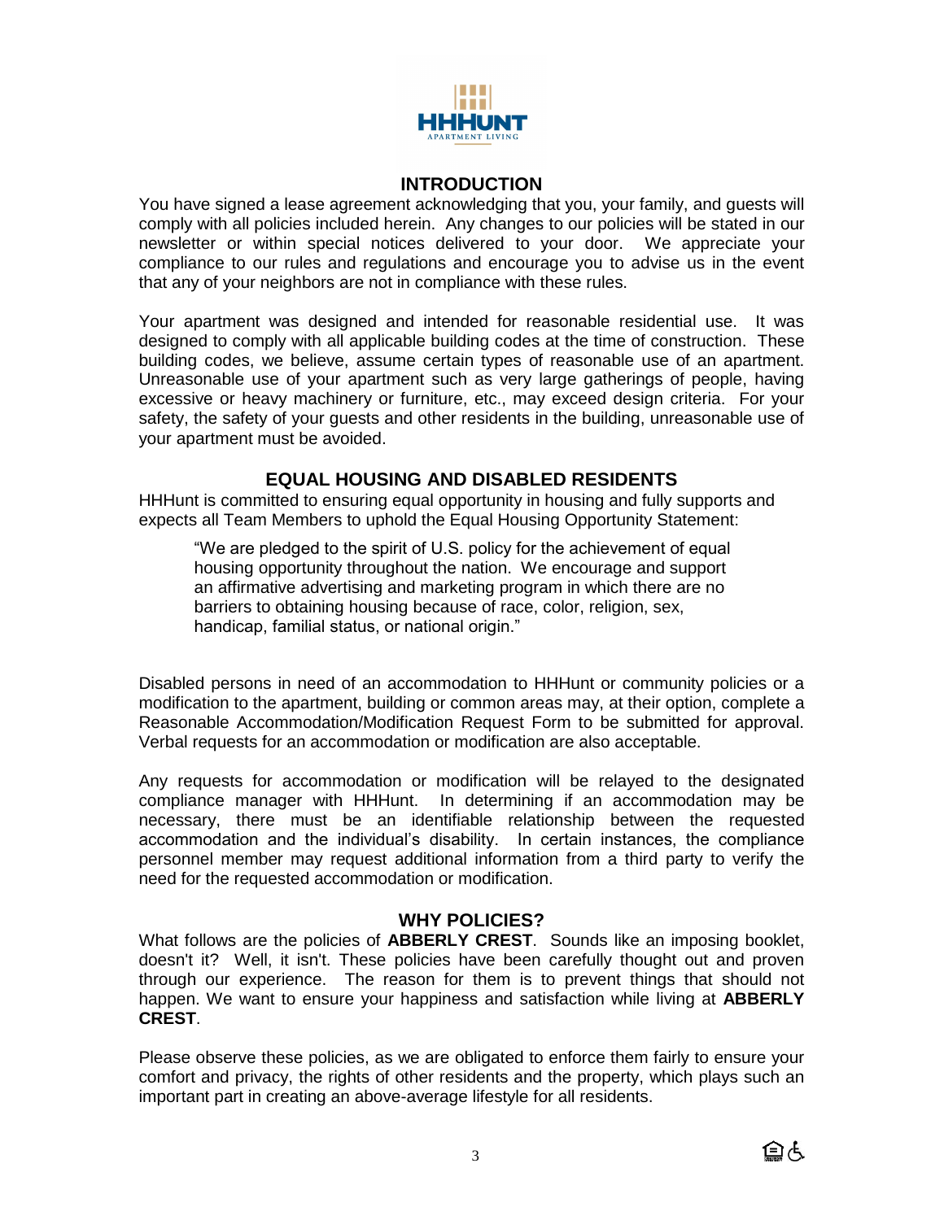## INTRODUCTION

You have signed a lease agreement acknowledging that you, your family, and guests will comply with all policies included herein. Any changes to our policies will be stated in our newsletter or within special notices delivered to your door. We appreciate your compliance to our rules and regulations and encourage you to advise us in the event that any of your neighbors are not in compliance with these rules.

Your apartment was designed and intended for reasonable residential use. It was designed to comply with all applicable building codes at the time of construction. These building codes, we believe, assume certain types of reasonable use of an apartment. Unreasonable use of your apartment such as very large gatherings of people, having excessive or heavy machinery or furniture, etc., may exceed design criteria. For your safety, the safety of your guests and other residents in the building, unreasonable use of your apartment must be avoided.

## EQUAL HOUSING AND DISABLED RESIDENTS

HHHunt is committed to ensuring equal opportunity in housing and fully supports and expects all Team Members to uphold the Equal Housing Opportunity Statement:

> "We are pledged to the spirit of U.S. policy for the achievement of equal housing opportunity throughout the nation. We encourage and support an affirmative advertising and marketing program in which there are no barriers to obtaining housing because of race, color, religion, sex, handicap, familial status, or national origin."

Disabled persons in need of an accommodation to HHHunt or community policies or a modification to the apartment, building or common areas may, at their option, complete a Reasonable Accommodation/Modification Request Form to be submitted for approval. Verbal requests for an accommodation or modification are also acceptable.

Any requests for accommodation or modification will be relayed to the designated compliance manager with HHHunt. In determining if an accommodation may be necessary, there must be an identifiable relationship between the requested accommodation and the individual's disability. In certain instances, the compliance personnel member may request additional information from a third party to verify the need for the requested accommodation or modification.

## WHY POLICIES?

What follows are the policies of **ABBERLY CREST**. Sounds like an imposing booklet, doesn't it? Well, it isn't. These policies have been carefully thought out and proven through our experience. The reason for them is to prevent things that should not happen. We want to ensure your happiness and satisfaction while living at **ABBERLY CREST**.

Please observe these policies, as we are obligated to enforce them fairly to ensure your comfort and privacy, the rights of other residents and the property, which plays such an important part in creating an above-average lifestyle for all residents.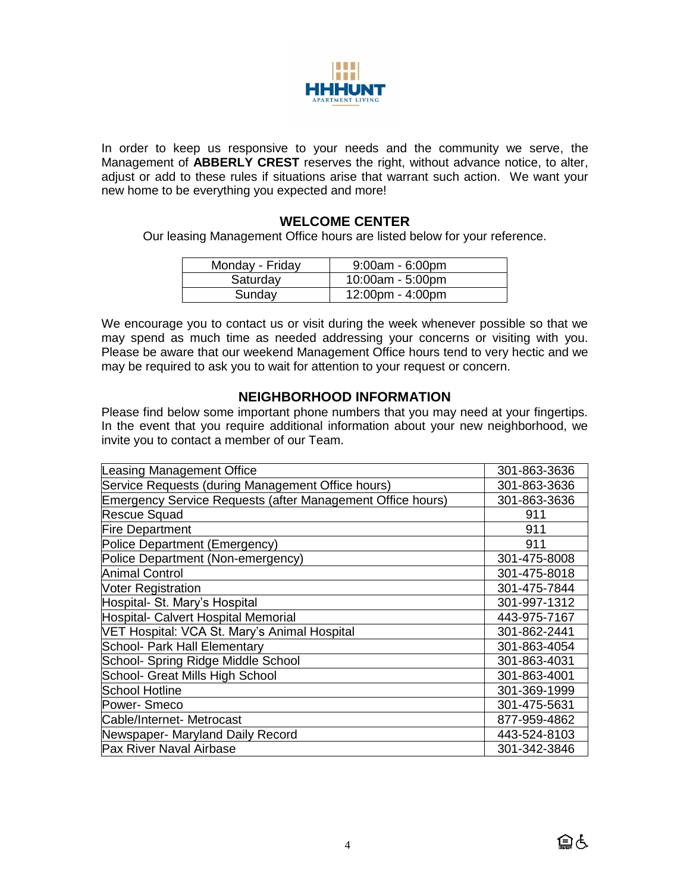In order to keep us responsive to your needs and the community we serve, the Management of **ABBERLY CREST** reserves the right, without advance notice, to alter, adjust or add to these rules if situations arise that warrant such action. We want your new home to be everything you expected and more!

## WELCOME CENTER

Our leasing Management Office hours are listed below for your reference.

| Monday - Friday | 9:00am - 6:00pm |
|---|---|
| Saturday | 10:00am - 5:00pm |
| Sunday | 12:00pm - 4:00pm |

We encourage you to contact us or visit during the week whenever possible so that we may spend as much time as needed addressing your concerns or visiting with you. Please be aware that our weekend Management Office hours tend to very hectic and we may be required to ask you to wait for attention to your request or concern.

## NEIGHBORHOOD INFORMATION

Please find below some important phone numbers that you may need at your fingertips. In the event that you require additional information about your new neighborhood, we invite you to contact a member of our Team.

| Leasing Management Office | 301-863-3636 |
|---|---|
| Service Requests (during Management Office hours) | 301-863-3636 |
| Emergency Service Requests (after Management Office hours) | 301-863-3636 |
| Rescue Squad | 911 |
| Fire Department | 911 |
| Police Department (Emergency) | 911 |
| Police Department (Non-emergency) | 301-475-8008 |
| Animal Control | 301-475-8018 |
| Voter Registration | 301-475-7844 |
| Hospital- St. Mary's Hospital | 301-997-1312 |
| Hospital- Calvert Hospital Memorial | 443-975-7167 |
| VET Hospital: VCA St. Mary's Animal Hospital | 301-862-2441 |
| School- Park Hall Elementary | 301-863-4054 |
| School- Spring Ridge Middle School | 301-863-4031 |
| School- Great Mills High School | 301-863-4001 |
| School Hotline | 301-369-1999 |
| Power- Smeco | 301-475-5631 |
| Cable/Internet- Metrocast | 877-959-4862 |
| Newspaper- Maryland Daily Record | 443-524-8103 |
| Pax River Naval Airbase | 301-342-3846 |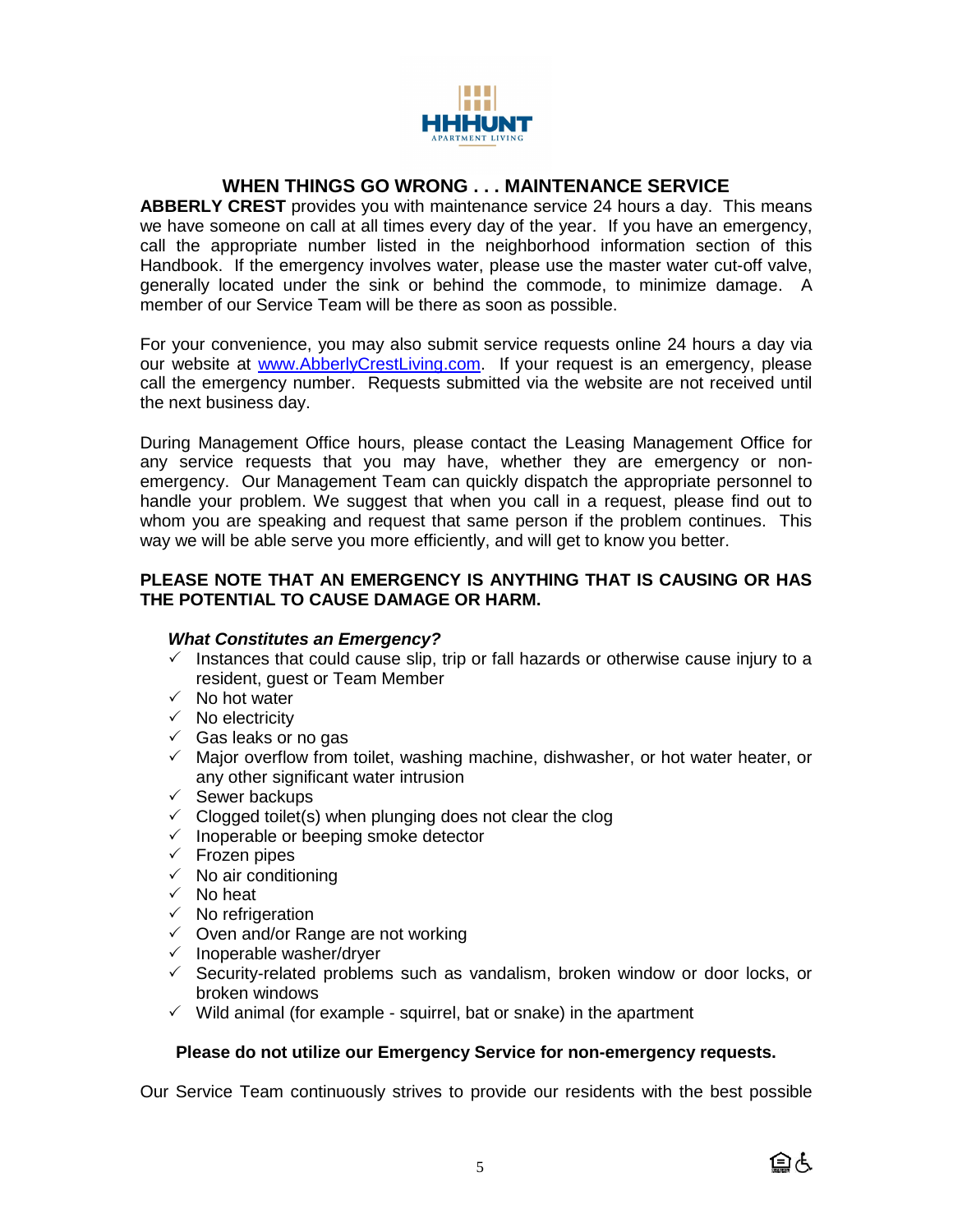## WHEN THINGS GO WRONG . . . MAINTENANCE SERVICE

**ABBERLY CREST** provides you with maintenance service 24 hours a day. This means we have someone on call at all times every day of the year. If you have an emergency, call the appropriate number listed in the neighborhood information section of this Handbook. If the emergency involves water, please use the master water cut-off valve, generally located under the sink or behind the commode, to minimize damage. A member of our Service Team will be there as soon as possible.

For your convenience, you may also submit service requests online 24 hours a day via our website at www.AbberlyCrestLiving.com. If your request is an emergency, please call the emergency number. Requests submitted via the website are not received until the next business day.

During Management Office hours, please contact the Leasing Management Office for any service requests that you may have, whether they are emergency or non-emergency. Our Management Team can quickly dispatch the appropriate personnel to handle your problem. We suggest that when you call in a request, please find out to whom you are speaking and request that same person if the problem continues. This way we will be able serve you more efficiently, and will get to know you better.

**PLEASE NOTE THAT AN EMERGENCY IS ANYTHING THAT IS CAUSING OR HAS THE POTENTIAL TO CAUSE DAMAGE OR HARM.**

***What Constitutes an Emergency?***

- ✓ Instances that could cause slip, trip or fall hazards or otherwise cause injury to a resident, guest or Team Member
- ✓ No hot water
- ✓ No electricity
- ✓ Gas leaks or no gas
- ✓ Major overflow from toilet, washing machine, dishwasher, or hot water heater, or any other significant water intrusion
- ✓ Sewer backups
- ✓ Clogged toilet(s) when plunging does not clear the clog
- ✓ Inoperable or beeping smoke detector
- ✓ Frozen pipes
- ✓ No air conditioning
- ✓ No heat
- ✓ No refrigeration
- ✓ Oven and/or Range are not working
- ✓ Inoperable washer/dryer
- ✓ Security-related problems such as vandalism, broken window or door locks, or broken windows
- ✓ Wild animal (for example - squirrel, bat or snake) in the apartment

**Please do not utilize our Emergency Service for non-emergency requests.**

Our Service Team continuously strives to provide our residents with the best possible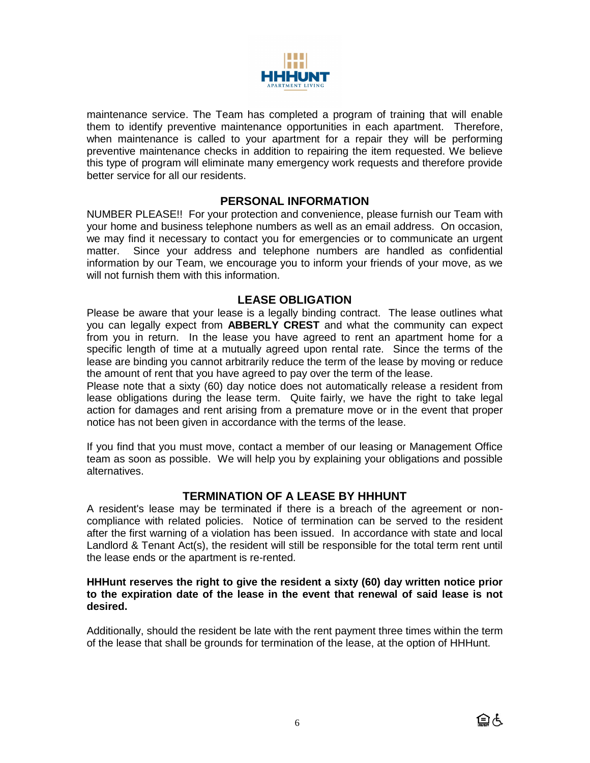maintenance service. The Team has completed a program of training that will enable them to identify preventive maintenance opportunities in each apartment. Therefore, when maintenance is called to your apartment for a repair they will be performing preventive maintenance checks in addition to repairing the item requested. We believe this type of program will eliminate many emergency work requests and therefore provide better service for all our residents.

## PERSONAL INFORMATION

NUMBER PLEASE!! For your protection and convenience, please furnish our Team with your home and business telephone numbers as well as an email address. On occasion, we may find it necessary to contact you for emergencies or to communicate an urgent matter. Since your address and telephone numbers are handled as confidential information by our Team, we encourage you to inform your friends of your move, as we will not furnish them with this information.

## LEASE OBLIGATION

Please be aware that your lease is a legally binding contract. The lease outlines what you can legally expect from **ABBERLY CREST** and what the community can expect from you in return. In the lease you have agreed to rent an apartment home for a specific length of time at a mutually agreed upon rental rate. Since the terms of the lease are binding you cannot arbitrarily reduce the term of the lease by moving or reduce the amount of rent that you have agreed to pay over the term of the lease.

Please note that a sixty (60) day notice does not automatically release a resident from lease obligations during the lease term. Quite fairly, we have the right to take legal action for damages and rent arising from a premature move or in the event that proper notice has not been given in accordance with the terms of the lease.

If you find that you must move, contact a member of our leasing or Management Office team as soon as possible. We will help you by explaining your obligations and possible alternatives.

## TERMINATION OF A LEASE BY HHHUNT

A resident's lease may be terminated if there is a breach of the agreement or non-compliance with related policies. Notice of termination can be served to the resident after the first warning of a violation has been issued. In accordance with state and local Landlord & Tenant Act(s), the resident will still be responsible for the total term rent until the lease ends or the apartment is re-rented.

**HHHunt reserves the right to give the resident a sixty (60) day written notice prior to the expiration date of the lease in the event that renewal of said lease is not desired.**

Additionally, should the resident be late with the rent payment three times within the term of the lease that shall be grounds for termination of the lease, at the option of HHHunt.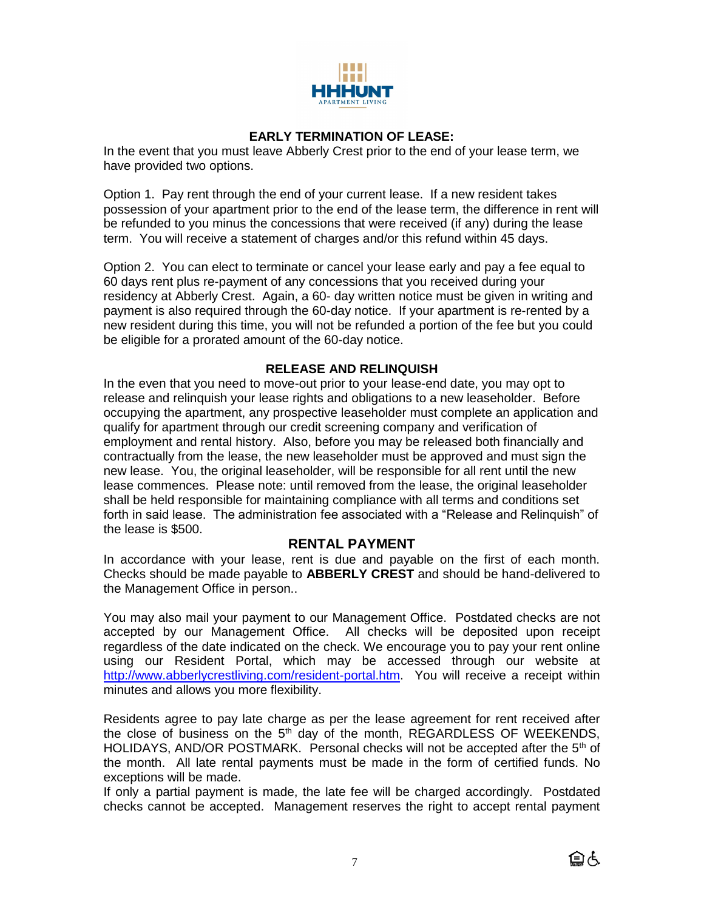## EARLY TERMINATION OF LEASE:

In the event that you must leave Abberly Crest prior to the end of your lease term, we have provided two options.

Option 1. Pay rent through the end of your current lease. If a new resident takes possession of your apartment prior to the end of the lease term, the difference in rent will be refunded to you minus the concessions that were received (if any) during the lease term. You will receive a statement of charges and/or this refund within 45 days.

Option 2. You can elect to terminate or cancel your lease early and pay a fee equal to 60 days rent plus re-payment of any concessions that you received during your residency at Abberly Crest. Again, a 60- day written notice must be given in writing and payment is also required through the 60-day notice. If your apartment is re-rented by a new resident during this time, you will not be refunded a portion of the fee but you could be eligible for a prorated amount of the 60-day notice.

## RELEASE AND RELINQUISH

In the even that you need to move-out prior to your lease-end date, you may opt to release and relinquish your lease rights and obligations to a new leaseholder. Before occupying the apartment, any prospective leaseholder must complete an application and qualify for apartment through our credit screening company and verification of employment and rental history. Also, before you may be released both financially and contractually from the lease, the new leaseholder must be approved and must sign the new lease. You, the original leaseholder, will be responsible for all rent until the new lease commences. Please note: until removed from the lease, the original leaseholder shall be held responsible for maintaining compliance with all terms and conditions set forth in said lease. The administration fee associated with a "Release and Relinquish" of the lease is $500.

## RENTAL PAYMENT

In accordance with your lease, rent is due and payable on the first of each month. Checks should be made payable to **ABBERLY CREST** and should be hand-delivered to the Management Office in person..

You may also mail your payment to our Management Office. Postdated checks are not accepted by our Management Office. All checks will be deposited upon receipt regardless of the date indicated on the check. We encourage you to pay your rent online using our Resident Portal, which may be accessed through our website at http://www.abberlycrestliving.com/resident-portal.htm. You will receive a receipt within minutes and allows you more flexibility.

Residents agree to pay late charge as per the lease agreement for rent received after the close of business on the 5th day of the month, REGARDLESS OF WEEKENDS, HOLIDAYS, AND/OR POSTMARK. Personal checks will not be accepted after the 5th of the month. All late rental payments must be made in the form of certified funds. No exceptions will be made.

If only a partial payment is made, the late fee will be charged accordingly. Postdated checks cannot be accepted. Management reserves the right to accept rental payment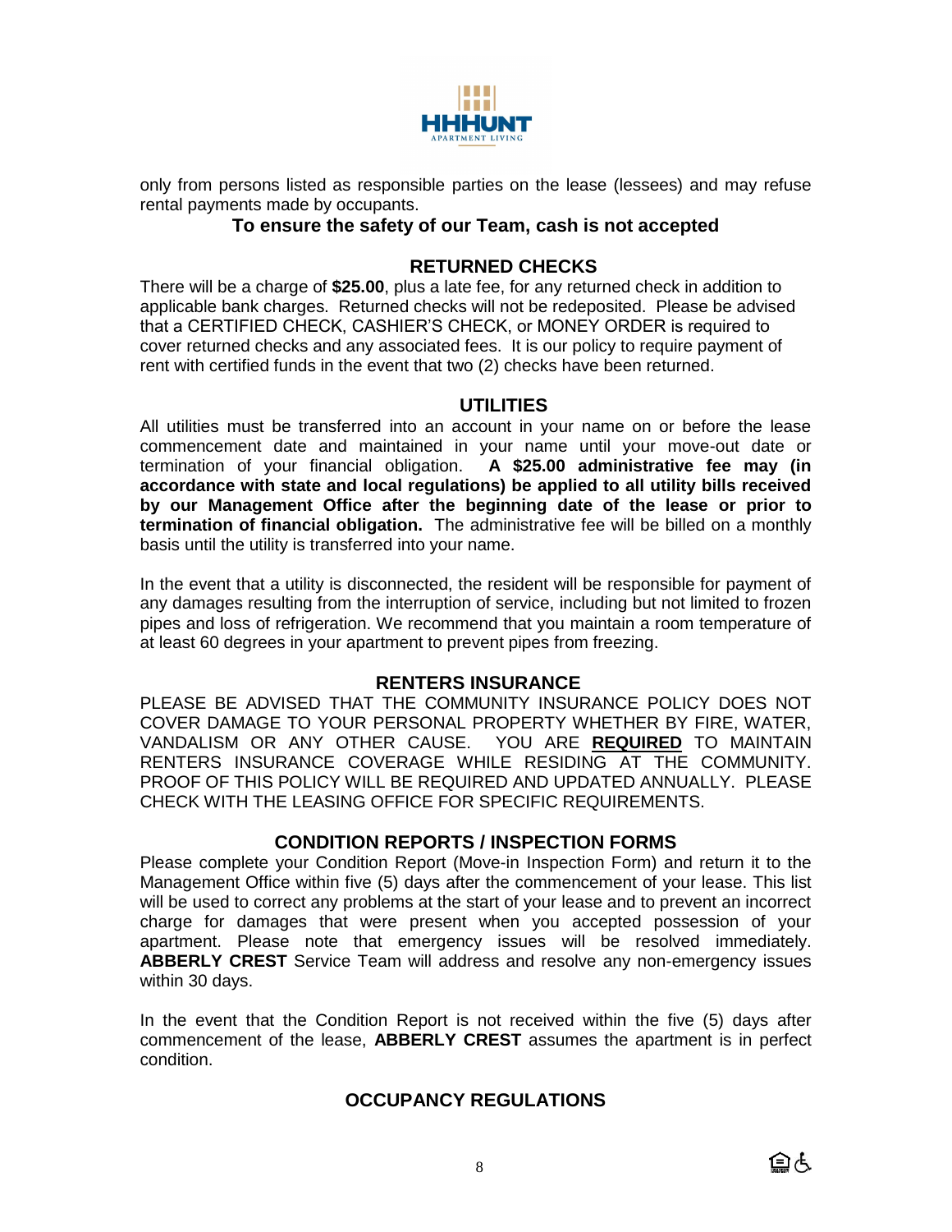only from persons listed as responsible parties on the lease (lessees) and may refuse rental payments made by occupants.

**To ensure the safety of our Team, cash is not accepted**

## RETURNED CHECKS

There will be a charge of **$25.00**, plus a late fee, for any returned check in addition to applicable bank charges. Returned checks will not be redeposited. Please be advised that a CERTIFIED CHECK, CASHIER'S CHECK, or MONEY ORDER is required to cover returned checks and any associated fees. It is our policy to require payment of rent with certified funds in the event that two (2) checks have been returned.

## UTILITIES

All utilities must be transferred into an account in your name on or before the lease commencement date and maintained in your name until your move-out date or termination of your financial obligation. **A $25.00 administrative fee may (in accordance with state and local regulations) be applied to all utility bills received by our Management Office after the beginning date of the lease or prior to termination of financial obligation.** The administrative fee will be billed on a monthly basis until the utility is transferred into your name.

In the event that a utility is disconnected, the resident will be responsible for payment of any damages resulting from the interruption of service, including but not limited to frozen pipes and loss of refrigeration. We recommend that you maintain a room temperature of at least 60 degrees in your apartment to prevent pipes from freezing.

## RENTERS INSURANCE

PLEASE BE ADVISED THAT THE COMMUNITY INSURANCE POLICY DOES NOT COVER DAMAGE TO YOUR PERSONAL PROPERTY WHETHER BY FIRE, WATER, VANDALISM OR ANY OTHER CAUSE. YOU ARE **REQUIRED** TO MAINTAIN RENTERS INSURANCE COVERAGE WHILE RESIDING AT THE COMMUNITY. PROOF OF THIS POLICY WILL BE REQUIRED AND UPDATED ANNUALLY. PLEASE CHECK WITH THE LEASING OFFICE FOR SPECIFIC REQUIREMENTS.

## CONDITION REPORTS / INSPECTION FORMS

Please complete your Condition Report (Move-in Inspection Form) and return it to the Management Office within five (5) days after the commencement of your lease. This list will be used to correct any problems at the start of your lease and to prevent an incorrect charge for damages that were present when you accepted possession of your apartment. Please note that emergency issues will be resolved immediately. **ABBERLY CREST** Service Team will address and resolve any non-emergency issues within 30 days.

In the event that the Condition Report is not received within the five (5) days after commencement of the lease, **ABBERLY CREST** assumes the apartment is in perfect condition.

## OCCUPANCY REGULATIONS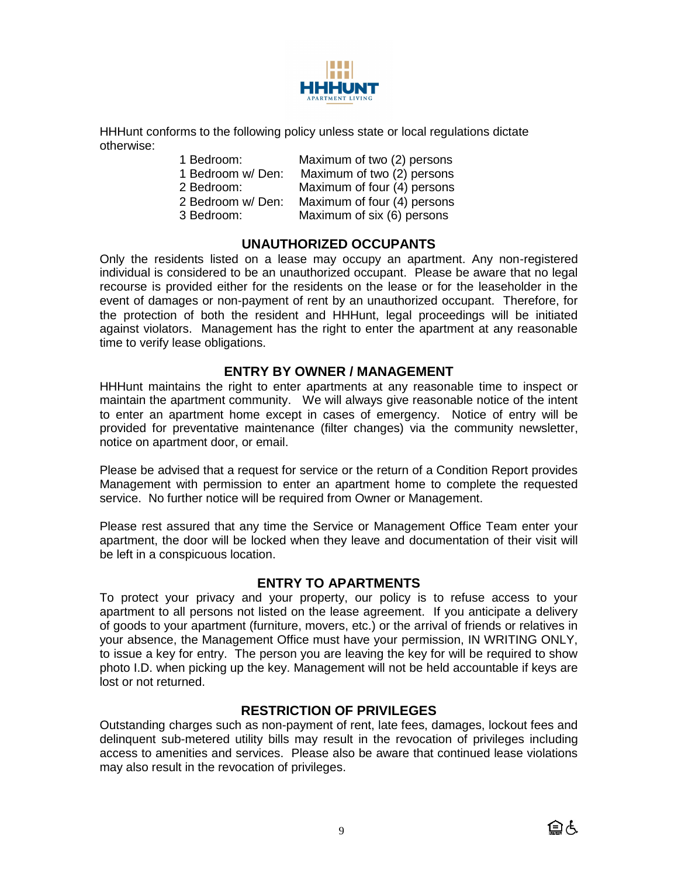HHHunt conforms to the following policy unless state or local regulations dictate otherwise:

| | |
|---|---|
| 1 Bedroom: | Maximum of two (2) persons |
| 1 Bedroom w/ Den: | Maximum of two (2) persons |
| 2 Bedroom: | Maximum of four (4) persons |
| 2 Bedroom w/ Den: | Maximum of four (4) persons |
| 3 Bedroom: | Maximum of six (6) persons |

## UNAUTHORIZED OCCUPANTS

Only the residents listed on a lease may occupy an apartment. Any non-registered individual is considered to be an unauthorized occupant. Please be aware that no legal recourse is provided either for the residents on the lease or for the leaseholder in the event of damages or non-payment of rent by an unauthorized occupant. Therefore, for the protection of both the resident and HHHunt, legal proceedings will be initiated against violators. Management has the right to enter the apartment at any reasonable time to verify lease obligations.

## ENTRY BY OWNER / MANAGEMENT

HHHunt maintains the right to enter apartments at any reasonable time to inspect or maintain the apartment community. We will always give reasonable notice of the intent to enter an apartment home except in cases of emergency. Notice of entry will be provided for preventative maintenance (filter changes) via the community newsletter, notice on apartment door, or email.

Please be advised that a request for service or the return of a Condition Report provides Management with permission to enter an apartment home to complete the requested service. No further notice will be required from Owner or Management.

Please rest assured that any time the Service or Management Office Team enter your apartment, the door will be locked when they leave and documentation of their visit will be left in a conspicuous location.

## ENTRY TO APARTMENTS

To protect your privacy and your property, our policy is to refuse access to your apartment to all persons not listed on the lease agreement. If you anticipate a delivery of goods to your apartment (furniture, movers, etc.) or the arrival of friends or relatives in your absence, the Management Office must have your permission, IN WRITING ONLY, to issue a key for entry. The person you are leaving the key for will be required to show photo I.D. when picking up the key. Management will not be held accountable if keys are lost or not returned.

## RESTRICTION OF PRIVILEGES

Outstanding charges such as non-payment of rent, late fees, damages, lockout fees and delinquent sub-metered utility bills may result in the revocation of privileges including access to amenities and services. Please also be aware that continued lease violations may also result in the revocation of privileges.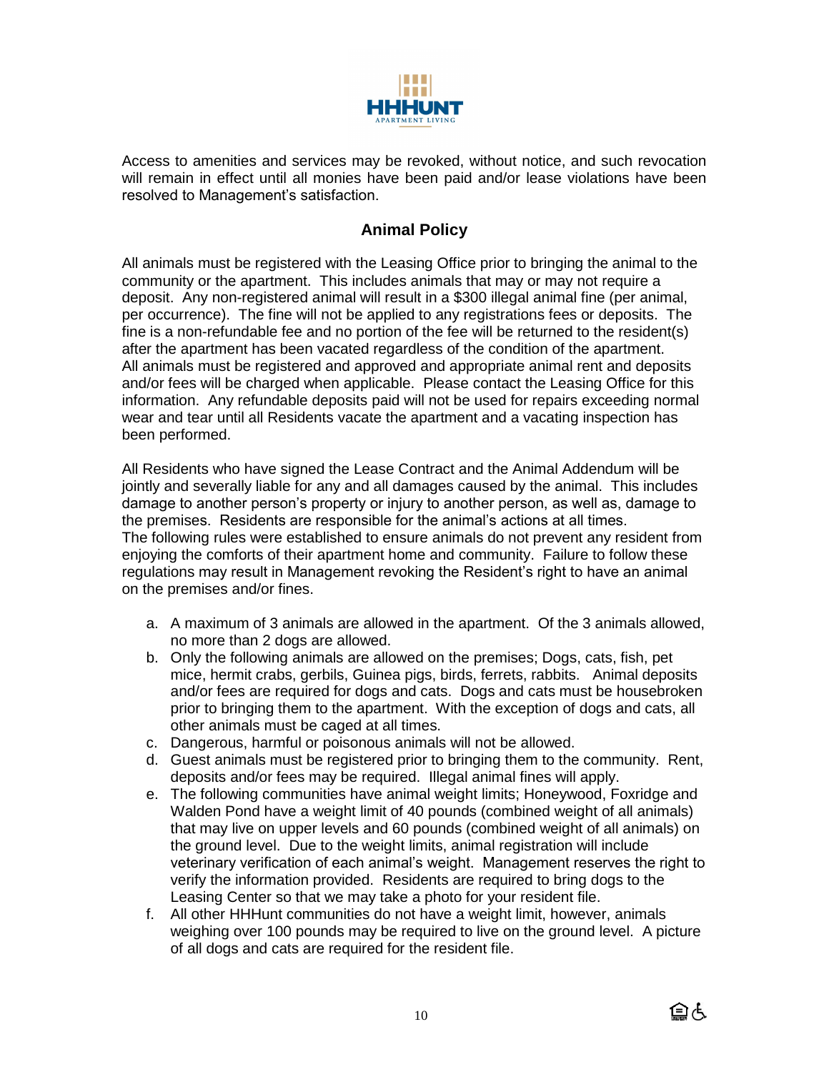Access to amenities and services may be revoked, without notice, and such revocation will remain in effect until all monies have been paid and/or lease violations have been resolved to Management's satisfaction.

## Animal Policy

All animals must be registered with the Leasing Office prior to bringing the animal to the community or the apartment. This includes animals that may or may not require a deposit. Any non-registered animal will result in a $300 illegal animal fine (per animal, per occurrence). The fine will not be applied to any registrations fees or deposits. The fine is a non-refundable fee and no portion of the fee will be returned to the resident(s) after the apartment has been vacated regardless of the condition of the apartment. All animals must be registered and approved and appropriate animal rent and deposits and/or fees will be charged when applicable. Please contact the Leasing Office for this information. Any refundable deposits paid will not be used for repairs exceeding normal wear and tear until all Residents vacate the apartment and a vacating inspection has been performed.

All Residents who have signed the Lease Contract and the Animal Addendum will be jointly and severally liable for any and all damages caused by the animal. This includes damage to another person's property or injury to another person, as well as, damage to the premises. Residents are responsible for the animal's actions at all times. The following rules were established to ensure animals do not prevent any resident from enjoying the comforts of their apartment home and community. Failure to follow these regulations may result in Management revoking the Resident's right to have an animal on the premises and/or fines.

a. A maximum of 3 animals are allowed in the apartment. Of the 3 animals allowed, no more than 2 dogs are allowed.
b. Only the following animals are allowed on the premises; Dogs, cats, fish, pet mice, hermit crabs, gerbils, Guinea pigs, birds, ferrets, rabbits. Animal deposits and/or fees are required for dogs and cats. Dogs and cats must be housebroken prior to bringing them to the apartment. With the exception of dogs and cats, all other animals must be caged at all times.
c. Dangerous, harmful or poisonous animals will not be allowed.
d. Guest animals must be registered prior to bringing them to the community. Rent, deposits and/or fees may be required. Illegal animal fines will apply.
e. The following communities have animal weight limits; Honeywood, Foxridge and Walden Pond have a weight limit of 40 pounds (combined weight of all animals) that may live on upper levels and 60 pounds (combined weight of all animals) on the ground level. Due to the weight limits, animal registration will include veterinary verification of each animal's weight. Management reserves the right to verify the information provided. Residents are required to bring dogs to the Leasing Center so that we may take a photo for your resident file.
f. All other HHHunt communities do not have a weight limit, however, animals weighing over 100 pounds may be required to live on the ground level. A picture of all dogs and cats are required for the resident file.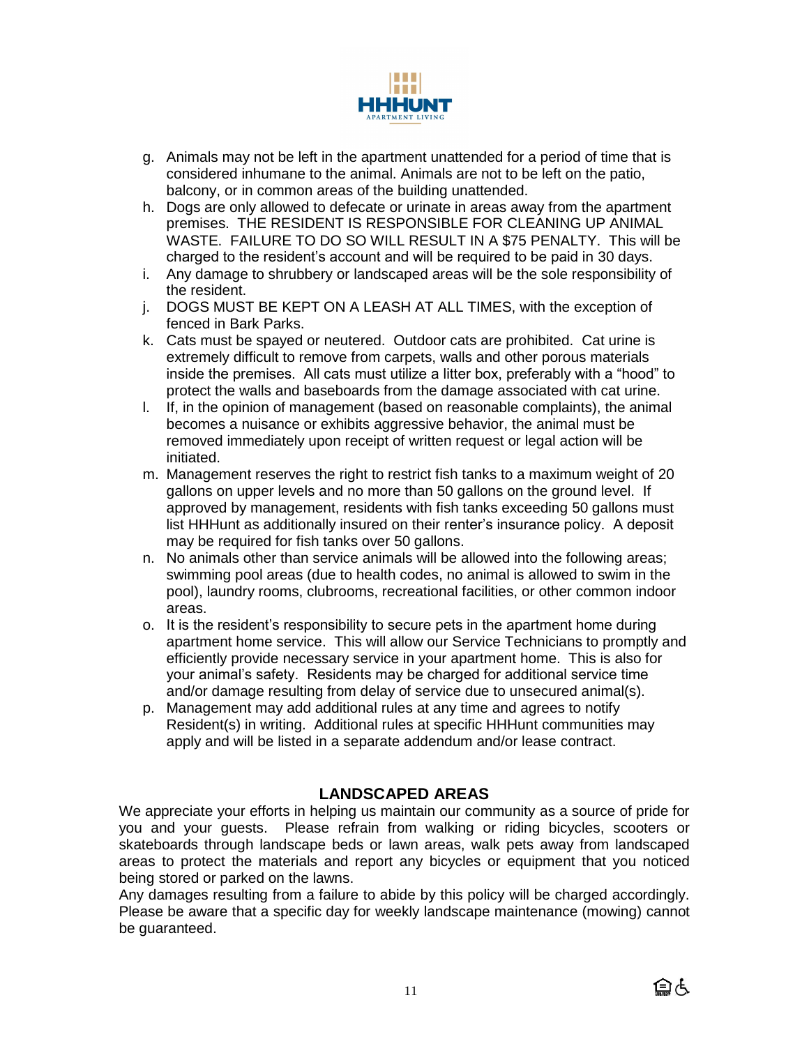g. Animals may not be left in the apartment unattended for a period of time that is considered inhumane to the animal. Animals are not to be left on the patio, balcony, or in common areas of the building unattended.
h. Dogs are only allowed to defecate or urinate in areas away from the apartment premises. THE RESIDENT IS RESPONSIBLE FOR CLEANING UP ANIMAL WASTE. FAILURE TO DO SO WILL RESULT IN A $75 PENALTY. This will be charged to the resident's account and will be required to be paid in 30 days.
i. Any damage to shrubbery or landscaped areas will be the sole responsibility of the resident.
j. DOGS MUST BE KEPT ON A LEASH AT ALL TIMES, with the exception of fenced in Bark Parks.
k. Cats must be spayed or neutered. Outdoor cats are prohibited. Cat urine is extremely difficult to remove from carpets, walls and other porous materials inside the premises. All cats must utilize a litter box, preferably with a "hood" to protect the walls and baseboards from the damage associated with cat urine.
l. If, in the opinion of management (based on reasonable complaints), the animal becomes a nuisance or exhibits aggressive behavior, the animal must be removed immediately upon receipt of written request or legal action will be initiated.
m. Management reserves the right to restrict fish tanks to a maximum weight of 20 gallons on upper levels and no more than 50 gallons on the ground level. If approved by management, residents with fish tanks exceeding 50 gallons must list HHHunt as additionally insured on their renter's insurance policy. A deposit may be required for fish tanks over 50 gallons.
n. No animals other than service animals will be allowed into the following areas; swimming pool areas (due to health codes, no animal is allowed to swim in the pool), laundry rooms, clubrooms, recreational facilities, or other common indoor areas.
o. It is the resident's responsibility to secure pets in the apartment home during apartment home service. This will allow our Service Technicians to promptly and efficiently provide necessary service in your apartment home. This is also for your animal's safety. Residents may be charged for additional service time and/or damage resulting from delay of service due to unsecured animal(s).
p. Management may add additional rules at any time and agrees to notify Resident(s) in writing. Additional rules at specific HHHunt communities may apply and will be listed in a separate addendum and/or lease contract.

## LANDSCAPED AREAS

We appreciate your efforts in helping us maintain our community as a source of pride for you and your guests. Please refrain from walking or riding bicycles, scooters or skateboards through landscape beds or lawn areas, walk pets away from landscaped areas to protect the materials and report any bicycles or equipment that you noticed being stored or parked on the lawns.

Any damages resulting from a failure to abide by this policy will be charged accordingly. Please be aware that a specific day for weekly landscape maintenance (mowing) cannot be guaranteed.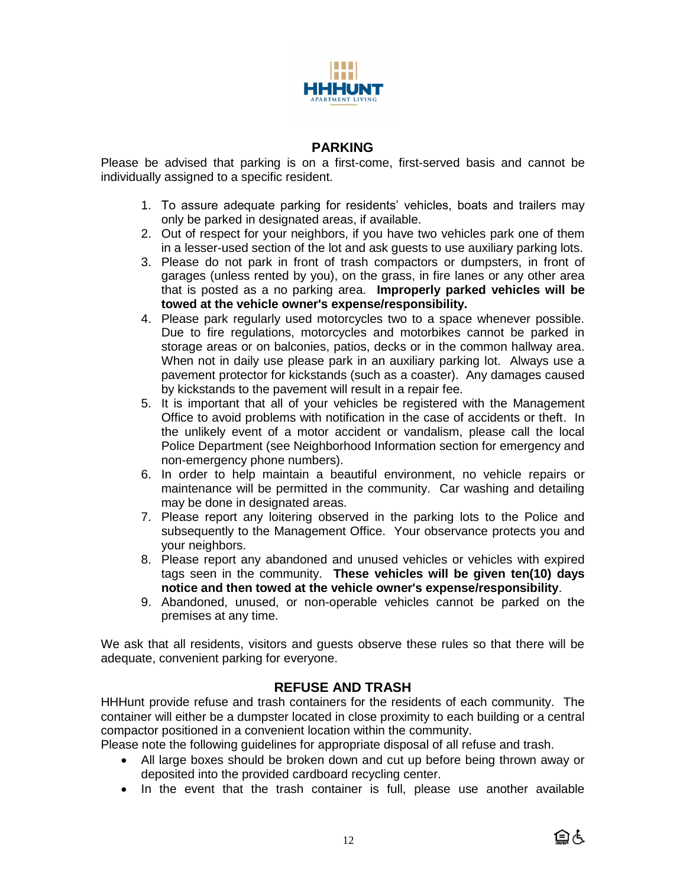## PARKING

Please be advised that parking is on a first-come, first-served basis and cannot be individually assigned to a specific resident.

1. To assure adequate parking for residents' vehicles, boats and trailers may only be parked in designated areas, if available.
2. Out of respect for your neighbors, if you have two vehicles park one of them in a lesser-used section of the lot and ask guests to use auxiliary parking lots.
3. Please do not park in front of trash compactors or dumpsters, in front of garages (unless rented by you), on the grass, in fire lanes or any other area that is posted as a no parking area. **Improperly parked vehicles will be towed at the vehicle owner's expense/responsibility.**
4. Please park regularly used motorcycles two to a space whenever possible. Due to fire regulations, motorcycles and motorbikes cannot be parked in storage areas or on balconies, patios, decks or in the common hallway area. When not in daily use please park in an auxiliary parking lot. Always use a pavement protector for kickstands (such as a coaster). Any damages caused by kickstands to the pavement will result in a repair fee.
5. It is important that all of your vehicles be registered with the Management Office to avoid problems with notification in the case of accidents or theft. In the unlikely event of a motor accident or vandalism, please call the local Police Department (see Neighborhood Information section for emergency and non-emergency phone numbers).
6. In order to help maintain a beautiful environment, no vehicle repairs or maintenance will be permitted in the community. Car washing and detailing may be done in designated areas.
7. Please report any loitering observed in the parking lots to the Police and subsequently to the Management Office. Your observance protects you and your neighbors.
8. Please report any abandoned and unused vehicles or vehicles with expired tags seen in the community. **These vehicles will be given ten(10) days notice and then towed at the vehicle owner's expense/responsibility**.
9. Abandoned, unused, or non-operable vehicles cannot be parked on the premises at any time.

We ask that all residents, visitors and guests observe these rules so that there will be adequate, convenient parking for everyone.

## REFUSE AND TRASH

HHHunt provide refuse and trash containers for the residents of each community. The container will either be a dumpster located in close proximity to each building or a central compactor positioned in a convenient location within the community.

Please note the following guidelines for appropriate disposal of all refuse and trash.

- All large boxes should be broken down and cut up before being thrown away or deposited into the provided cardboard recycling center.
- In the event that the trash container is full, please use another available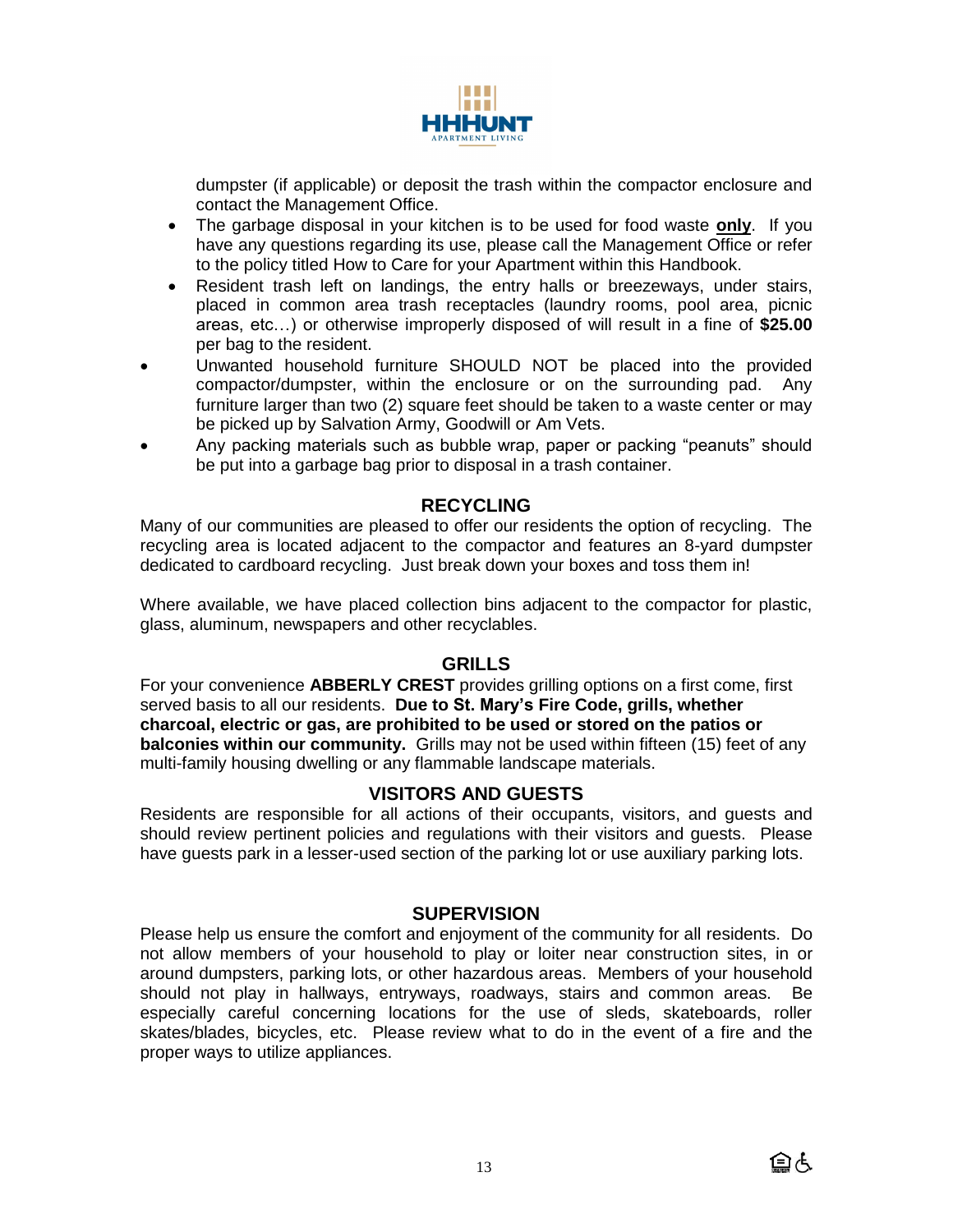dumpster (if applicable) or deposit the trash within the compactor enclosure and contact the Management Office.

- The garbage disposal in your kitchen is to be used for food waste **only**. If you have any questions regarding its use, please call the Management Office or refer to the policy titled How to Care for your Apartment within this Handbook.
- Resident trash left on landings, the entry halls or breezeways, under stairs, placed in common area trash receptacles (laundry rooms, pool area, picnic areas, etc…) or otherwise improperly disposed of will result in a fine of **$25.00** per bag to the resident.
- Unwanted household furniture SHOULD NOT be placed into the provided compactor/dumpster, within the enclosure or on the surrounding pad. Any furniture larger than two (2) square feet should be taken to a waste center or may be picked up by Salvation Army, Goodwill or Am Vets.
- Any packing materials such as bubble wrap, paper or packing "peanuts" should be put into a garbage bag prior to disposal in a trash container.

## RECYCLING

Many of our communities are pleased to offer our residents the option of recycling. The recycling area is located adjacent to the compactor and features an 8-yard dumpster dedicated to cardboard recycling. Just break down your boxes and toss them in!

Where available, we have placed collection bins adjacent to the compactor for plastic, glass, aluminum, newspapers and other recyclables.

## GRILLS

For your convenience **ABBERLY CREST** provides grilling options on a first come, first served basis to all our residents. **Due to St. Mary's Fire Code, grills, whether charcoal, electric or gas, are prohibited to be used or stored on the patios or balconies within our community.** Grills may not be used within fifteen (15) feet of any multi-family housing dwelling or any flammable landscape materials.

## VISITORS AND GUESTS

Residents are responsible for all actions of their occupants, visitors, and guests and should review pertinent policies and regulations with their visitors and guests. Please have guests park in a lesser-used section of the parking lot or use auxiliary parking lots.

## SUPERVISION

Please help us ensure the comfort and enjoyment of the community for all residents. Do not allow members of your household to play or loiter near construction sites, in or around dumpsters, parking lots, or other hazardous areas. Members of your household should not play in hallways, entryways, roadways, stairs and common areas. Be especially careful concerning locations for the use of sleds, skateboards, roller skates/blades, bicycles, etc. Please review what to do in the event of a fire and the proper ways to utilize appliances.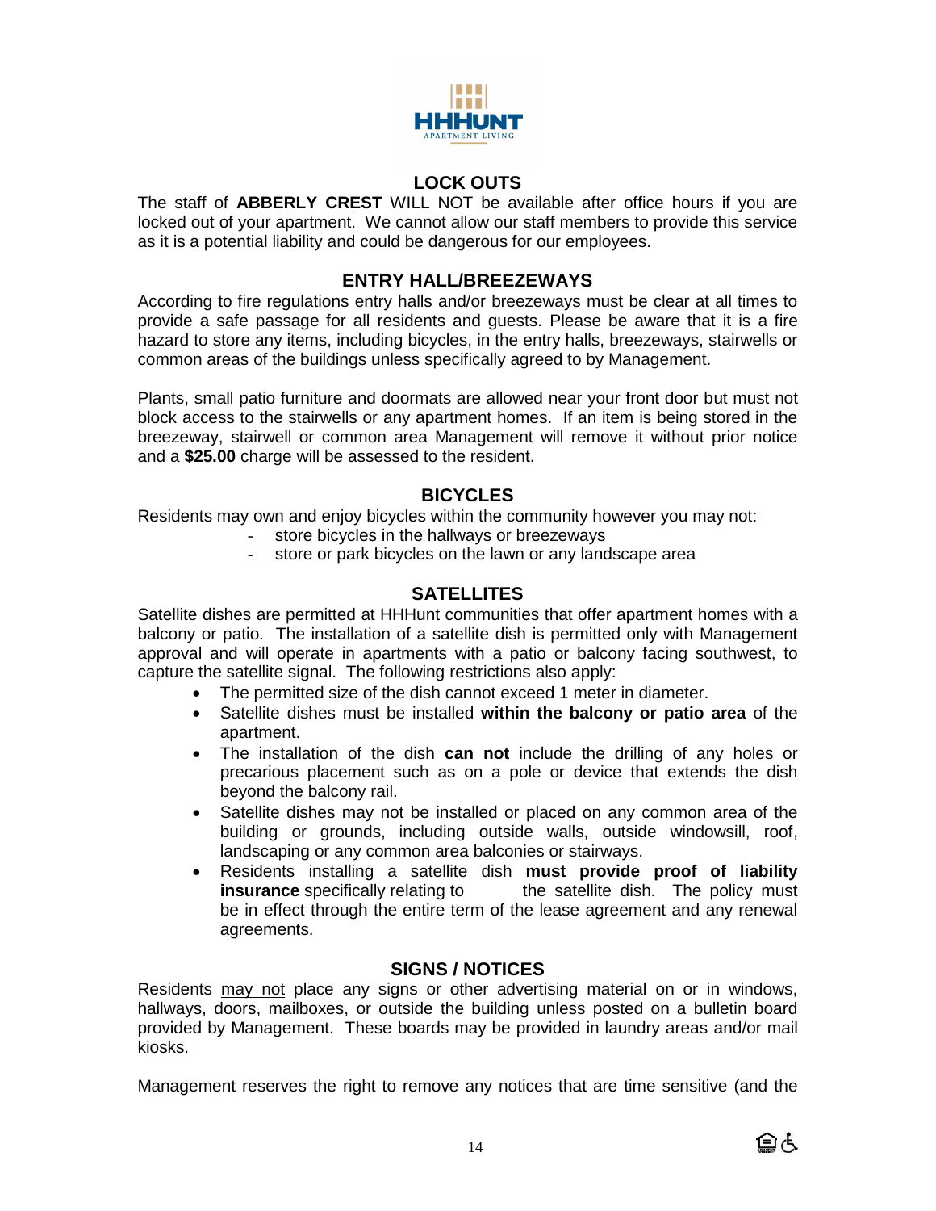## LOCK OUTS

The staff of **ABBERLY CREST** WILL NOT be available after office hours if you are locked out of your apartment. We cannot allow our staff members to provide this service as it is a potential liability and could be dangerous for our employees.

## ENTRY HALL/BREEZEWAYS

According to fire regulations entry halls and/or breezeways must be clear at all times to provide a safe passage for all residents and guests. Please be aware that it is a fire hazard to store any items, including bicycles, in the entry halls, breezeways, stairwells or common areas of the buildings unless specifically agreed to by Management.

Plants, small patio furniture and doormats are allowed near your front door but must not block access to the stairwells or any apartment homes. If an item is being stored in the breezeway, stairwell or common area Management will remove it without prior notice and a **$25.00** charge will be assessed to the resident.

## BICYCLES

Residents may own and enjoy bicycles within the community however you may not:

- store bicycles in the hallways or breezeways
- store or park bicycles on the lawn or any landscape area

## SATELLITES

Satellite dishes are permitted at HHHunt communities that offer apartment homes with a balcony or patio. The installation of a satellite dish is permitted only with Management approval and will operate in apartments with a patio or balcony facing southwest, to capture the satellite signal. The following restrictions also apply:

- The permitted size of the dish cannot exceed 1 meter in diameter.
- Satellite dishes must be installed **within the balcony or patio area** of the apartment.
- The installation of the dish **can not** include the drilling of any holes or precarious placement such as on a pole or device that extends the dish beyond the balcony rail.
- Satellite dishes may not be installed or placed on any common area of the building or grounds, including outside walls, outside windowsill, roof, landscaping or any common area balconies or stairways.
- Residents installing a satellite dish **must provide proof of liability insurance** specifically relating to the satellite dish. The policy must be in effect through the entire term of the lease agreement and any renewal agreements.

## SIGNS / NOTICES

Residents <u>may not</u> place any signs or other advertising material on or in windows, hallways, doors, mailboxes, or outside the building unless posted on a bulletin board provided by Management. These boards may be provided in laundry areas and/or mail kiosks.

Management reserves the right to remove any notices that are time sensitive (and the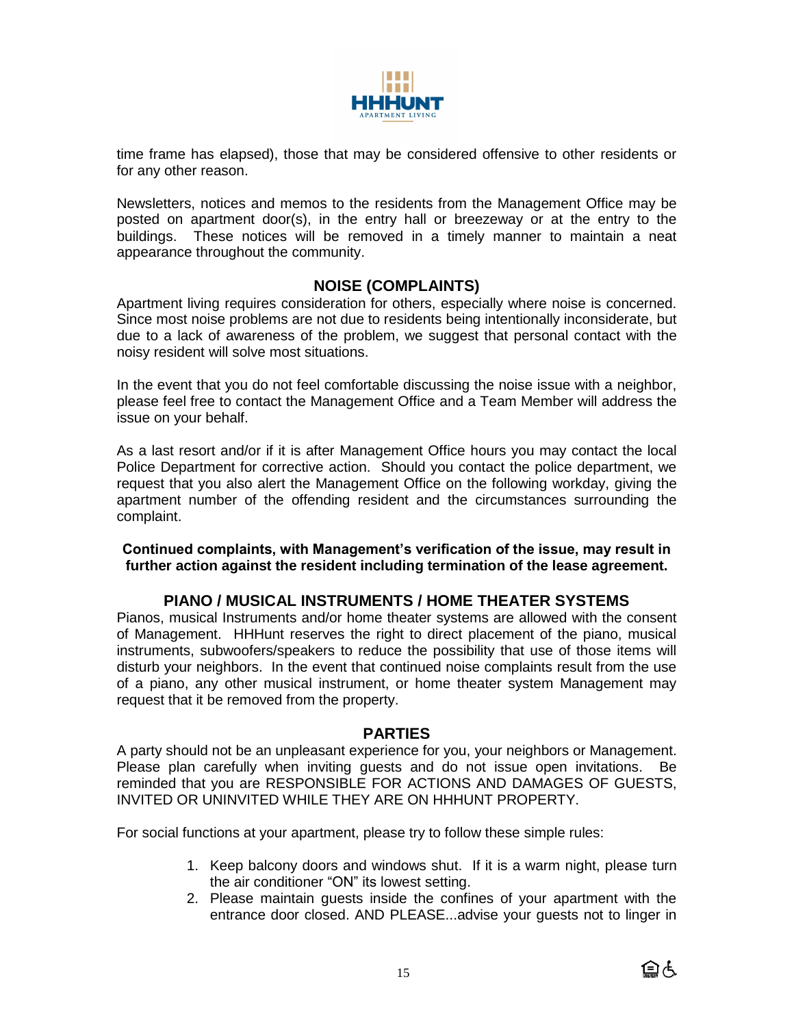time frame has elapsed), those that may be considered offensive to other residents or for any other reason.

Newsletters, notices and memos to the residents from the Management Office may be posted on apartment door(s), in the entry hall or breezeway or at the entry to the buildings. These notices will be removed in a timely manner to maintain a neat appearance throughout the community.

## NOISE (COMPLAINTS)

Apartment living requires consideration for others, especially where noise is concerned. Since most noise problems are not due to residents being intentionally inconsiderate, but due to a lack of awareness of the problem, we suggest that personal contact with the noisy resident will solve most situations.

In the event that you do not feel comfortable discussing the noise issue with a neighbor, please feel free to contact the Management Office and a Team Member will address the issue on your behalf.

As a last resort and/or if it is after Management Office hours you may contact the local Police Department for corrective action. Should you contact the police department, we request that you also alert the Management Office on the following workday, giving the apartment number of the offending resident and the circumstances surrounding the complaint.

**Continued complaints, with Management's verification of the issue, may result in further action against the resident including termination of the lease agreement.**

## PIANO / MUSICAL INSTRUMENTS / HOME THEATER SYSTEMS

Pianos, musical Instruments and/or home theater systems are allowed with the consent of Management. HHHunt reserves the right to direct placement of the piano, musical instruments, subwoofers/speakers to reduce the possibility that use of those items will disturb your neighbors. In the event that continued noise complaints result from the use of a piano, any other musical instrument, or home theater system Management may request that it be removed from the property.

## PARTIES

A party should not be an unpleasant experience for you, your neighbors or Management. Please plan carefully when inviting guests and do not issue open invitations. Be reminded that you are RESPONSIBLE FOR ACTIONS AND DAMAGES OF GUESTS, INVITED OR UNINVITED WHILE THEY ARE ON HHHUNT PROPERTY.

For social functions at your apartment, please try to follow these simple rules:

1. Keep balcony doors and windows shut. If it is a warm night, please turn the air conditioner "ON" its lowest setting.
2. Please maintain guests inside the confines of your apartment with the entrance door closed. AND PLEASE...advise your guests not to linger in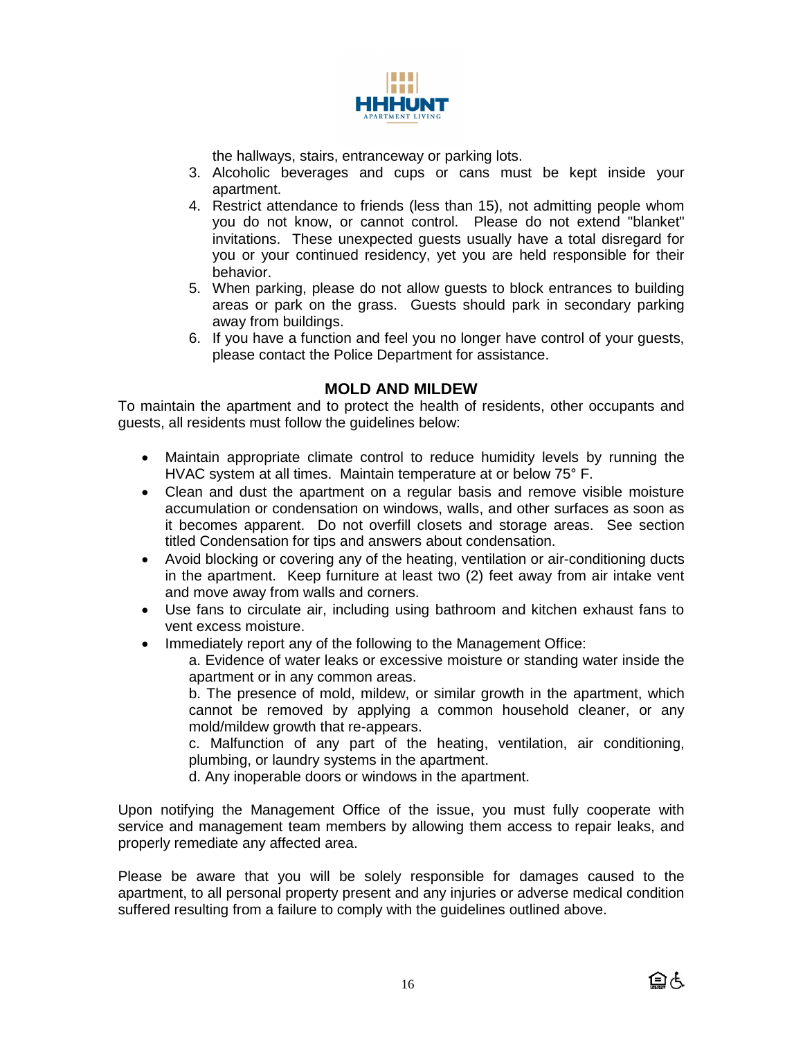the hallways, stairs, entranceway or parking lots.

3. Alcoholic beverages and cups or cans must be kept inside your apartment.
4. Restrict attendance to friends (less than 15), not admitting people whom you do not know, or cannot control. Please do not extend "blanket" invitations. These unexpected guests usually have a total disregard for you or your continued residency, yet you are held responsible for their behavior.
5. When parking, please do not allow guests to block entrances to building areas or park on the grass. Guests should park in secondary parking away from buildings.
6. If you have a function and feel you no longer have control of your guests, please contact the Police Department for assistance.

## MOLD AND MILDEW

To maintain the apartment and to protect the health of residents, other occupants and guests, all residents must follow the guidelines below:

- Maintain appropriate climate control to reduce humidity levels by running the HVAC system at all times. Maintain temperature at or below 75° F.
- Clean and dust the apartment on a regular basis and remove visible moisture accumulation or condensation on windows, walls, and other surfaces as soon as it becomes apparent. Do not overfill closets and storage areas. See section titled Condensation for tips and answers about condensation.
- Avoid blocking or covering any of the heating, ventilation or air-conditioning ducts in the apartment. Keep furniture at least two (2) feet away from air intake vent and move away from walls and corners.
- Use fans to circulate air, including using bathroom and kitchen exhaust fans to vent excess moisture.
- Immediately report any of the following to the Management Office:

  a. Evidence of water leaks or excessive moisture or standing water inside the apartment or in any common areas.

  b. The presence of mold, mildew, or similar growth in the apartment, which cannot be removed by applying a common household cleaner, or any mold/mildew growth that re-appears.

  c. Malfunction of any part of the heating, ventilation, air conditioning, plumbing, or laundry systems in the apartment.

  d. Any inoperable doors or windows in the apartment.

Upon notifying the Management Office of the issue, you must fully cooperate with service and management team members by allowing them access to repair leaks, and properly remediate any affected area.

Please be aware that you will be solely responsible for damages caused to the apartment, to all personal property present and any injuries or adverse medical condition suffered resulting from a failure to comply with the guidelines outlined above.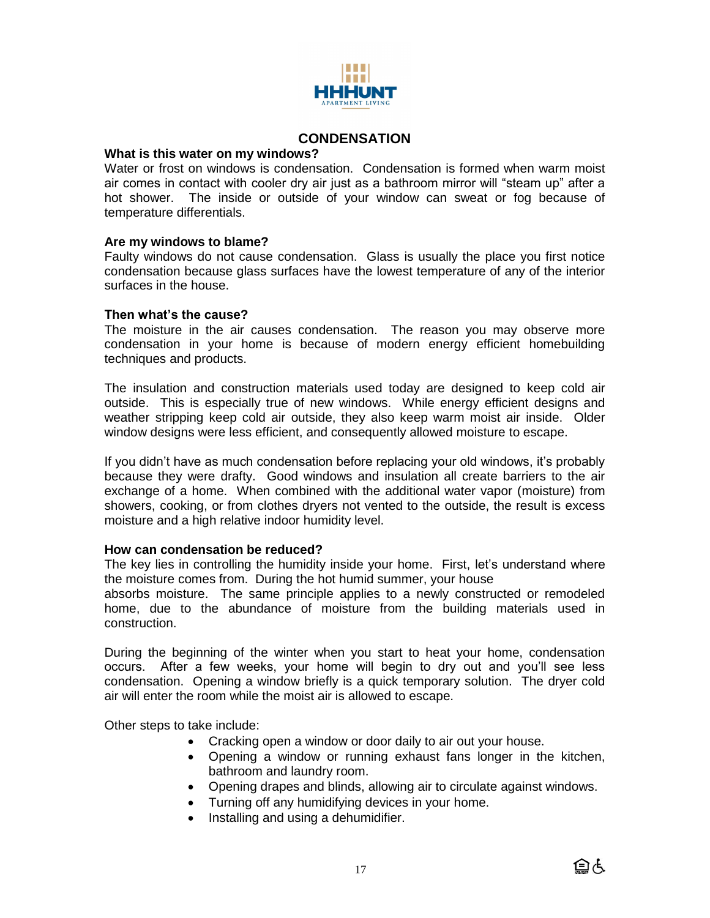# CONDENSATION

**What is this water on my windows?**

Water or frost on windows is condensation. Condensation is formed when warm moist air comes in contact with cooler dry air just as a bathroom mirror will "steam up" after a hot shower. The inside or outside of your window can sweat or fog because of temperature differentials.

**Are my windows to blame?**

Faulty windows do not cause condensation. Glass is usually the place you first notice condensation because glass surfaces have the lowest temperature of any of the interior surfaces in the house.

**Then what's the cause?**

The moisture in the air causes condensation. The reason you may observe more condensation in your home is because of modern energy efficient homebuilding techniques and products.

The insulation and construction materials used today are designed to keep cold air outside. This is especially true of new windows. While energy efficient designs and weather stripping keep cold air outside, they also keep warm moist air inside. Older window designs were less efficient, and consequently allowed moisture to escape.

If you didn't have as much condensation before replacing your old windows, it's probably because they were drafty. Good windows and insulation all create barriers to the air exchange of a home. When combined with the additional water vapor (moisture) from showers, cooking, or from clothes dryers not vented to the outside, the result is excess moisture and a high relative indoor humidity level.

**How can condensation be reduced?**

The key lies in controlling the humidity inside your home. First, let's understand where the moisture comes from. During the hot humid summer, your house absorbs moisture. The same principle applies to a newly constructed or remodeled home, due to the abundance of moisture from the building materials used in construction.

During the beginning of the winter when you start to heat your home, condensation occurs. After a few weeks, your home will begin to dry out and you'll see less condensation. Opening a window briefly is a quick temporary solution. The dryer cold air will enter the room while the moist air is allowed to escape.

Other steps to take include:

- Cracking open a window or door daily to air out your house.
- Opening a window or running exhaust fans longer in the kitchen, bathroom and laundry room.
- Opening drapes and blinds, allowing air to circulate against windows.
- Turning off any humidifying devices in your home.
- Installing and using a dehumidifier.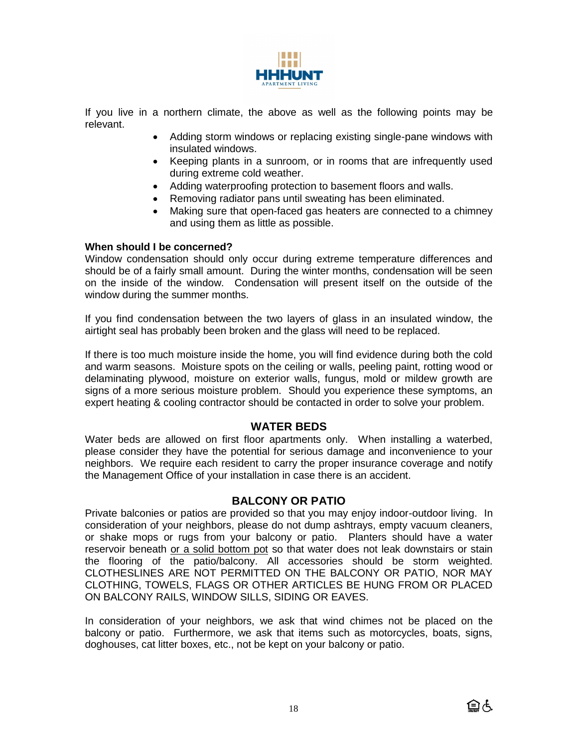If you live in a northern climate, the above as well as the following points may be relevant.

- Adding storm windows or replacing existing single-pane windows with insulated windows.
- Keeping plants in a sunroom, or in rooms that are infrequently used during extreme cold weather.
- Adding waterproofing protection to basement floors and walls.
- Removing radiator pans until sweating has been eliminated.
- Making sure that open-faced gas heaters are connected to a chimney and using them as little as possible.

**When should I be concerned?**

Window condensation should only occur during extreme temperature differences and should be of a fairly small amount. During the winter months, condensation will be seen on the inside of the window. Condensation will present itself on the outside of the window during the summer months.

If you find condensation between the two layers of glass in an insulated window, the airtight seal has probably been broken and the glass will need to be replaced.

If there is too much moisture inside the home, you will find evidence during both the cold and warm seasons. Moisture spots on the ceiling or walls, peeling paint, rotting wood or delaminating plywood, moisture on exterior walls, fungus, mold or mildew growth are signs of a more serious moisture problem. Should you experience these symptoms, an expert heating & cooling contractor should be contacted in order to solve your problem.

## WATER BEDS

Water beds are allowed on first floor apartments only. When installing a waterbed, please consider they have the potential for serious damage and inconvenience to your neighbors. We require each resident to carry the proper insurance coverage and notify the Management Office of your installation in case there is an accident.

## BALCONY OR PATIO

Private balconies or patios are provided so that you may enjoy indoor-outdoor living. In consideration of your neighbors, please do not dump ashtrays, empty vacuum cleaners, or shake mops or rugs from your balcony or patio. Planters should have a water reservoir beneath <u>or a solid bottom pot</u> so that water does not leak downstairs or stain the flooring of the patio/balcony. All accessories should be storm weighted. CLOTHESLINES ARE NOT PERMITTED ON THE BALCONY OR PATIO, NOR MAY CLOTHING, TOWELS, FLAGS OR OTHER ARTICLES BE HUNG FROM OR PLACED ON BALCONY RAILS, WINDOW SILLS, SIDING OR EAVES.

In consideration of your neighbors, we ask that wind chimes not be placed on the balcony or patio. Furthermore, we ask that items such as motorcycles, boats, signs, doghouses, cat litter boxes, etc., not be kept on your balcony or patio.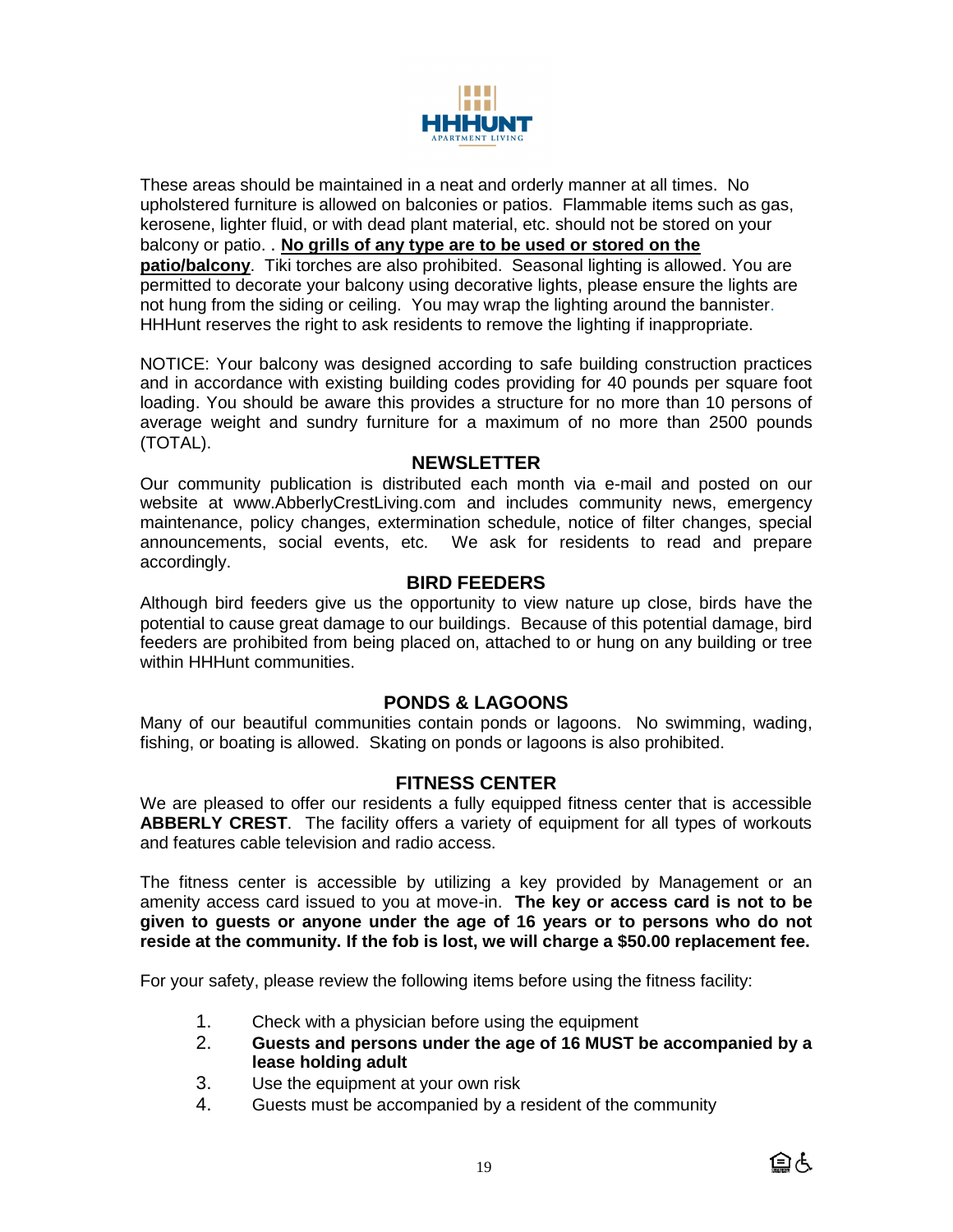These areas should be maintained in a neat and orderly manner at all times. No upholstered furniture is allowed on balconies or patios. Flammable items such as gas, kerosene, lighter fluid, or with dead plant material, etc. should not be stored on your balcony or patio. . **No grills of any type are to be used or stored on the patio/balcony**. Tiki torches are also prohibited. Seasonal lighting is allowed. You are permitted to decorate your balcony using decorative lights, please ensure the lights are not hung from the siding or ceiling. You may wrap the lighting around the bannister. HHHunt reserves the right to ask residents to remove the lighting if inappropriate.

NOTICE: Your balcony was designed according to safe building construction practices and in accordance with existing building codes providing for 40 pounds per square foot loading. You should be aware this provides a structure for no more than 10 persons of average weight and sundry furniture for a maximum of no more than 2500 pounds (TOTAL).

## NEWSLETTER

Our community publication is distributed each month via e-mail and posted on our website at www.AbberlyCrestLiving.com and includes community news, emergency maintenance, policy changes, extermination schedule, notice of filter changes, special announcements, social events, etc. We ask for residents to read and prepare accordingly.

## BIRD FEEDERS

Although bird feeders give us the opportunity to view nature up close, birds have the potential to cause great damage to our buildings. Because of this potential damage, bird feeders are prohibited from being placed on, attached to or hung on any building or tree within HHHunt communities.

## PONDS & LAGOONS

Many of our beautiful communities contain ponds or lagoons. No swimming, wading, fishing, or boating is allowed. Skating on ponds or lagoons is also prohibited.

## FITNESS CENTER

We are pleased to offer our residents a fully equipped fitness center that is accessible **ABBERLY CREST**. The facility offers a variety of equipment for all types of workouts and features cable television and radio access.

The fitness center is accessible by utilizing a key provided by Management or an amenity access card issued to you at move-in. **The key or access card is not to be given to guests or anyone under the age of 16 years or to persons who do not reside at the community. If the fob is lost, we will charge a $50.00 replacement fee.**

For your safety, please review the following items before using the fitness facility:

1. Check with a physician before using the equipment
2. **Guests and persons under the age of 16 MUST be accompanied by a lease holding adult**
3. Use the equipment at your own risk
4. Guests must be accompanied by a resident of the community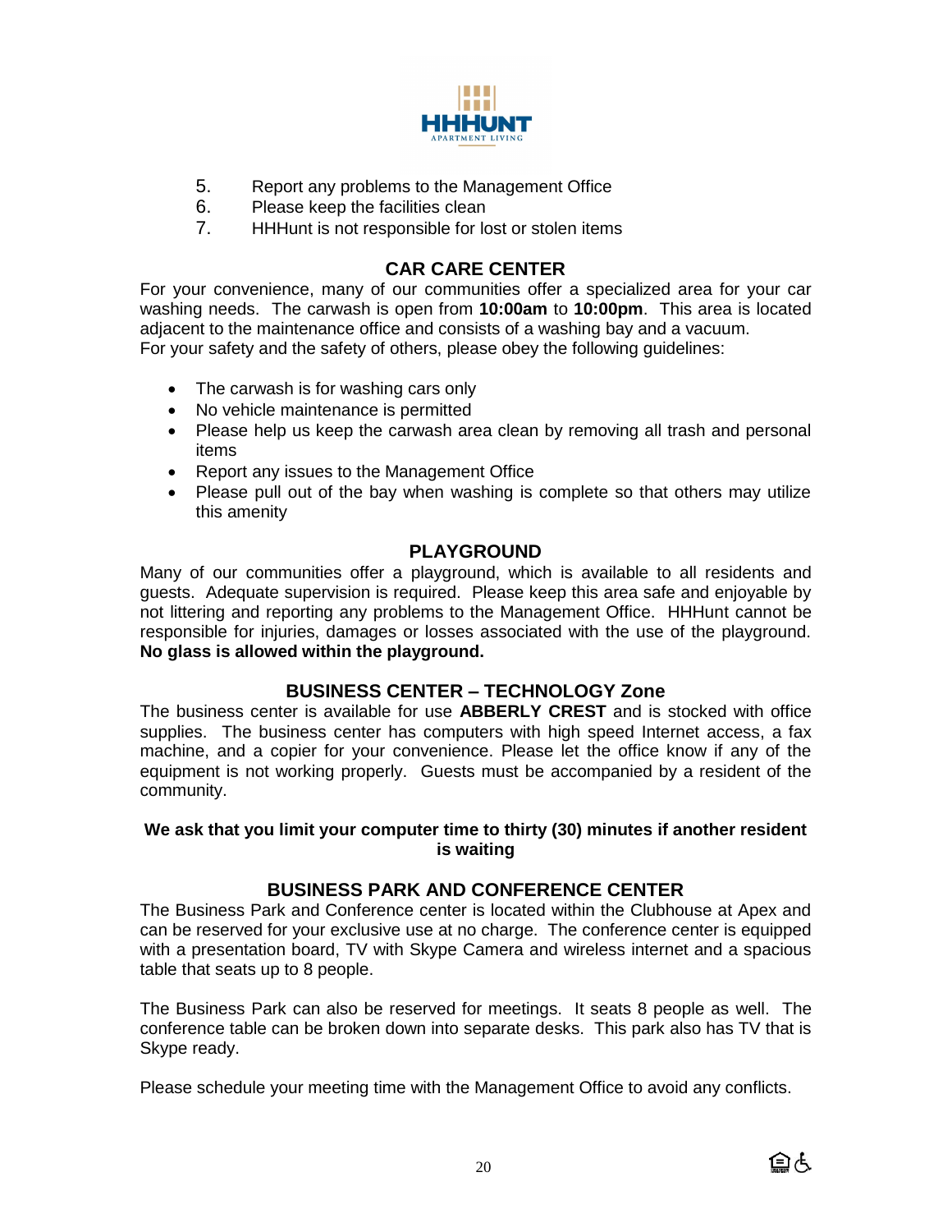5. Report any problems to the Management Office
6. Please keep the facilities clean
7. HHHunt is not responsible for lost or stolen items

## CAR CARE CENTER

For your convenience, many of our communities offer a specialized area for your car washing needs. The carwash is open from **10:00am** to **10:00pm**. This area is located adjacent to the maintenance office and consists of a washing bay and a vacuum.
For your safety and the safety of others, please obey the following guidelines:

- The carwash is for washing cars only
- No vehicle maintenance is permitted
- Please help us keep the carwash area clean by removing all trash and personal items
- Report any issues to the Management Office
- Please pull out of the bay when washing is complete so that others may utilize this amenity

## PLAYGROUND

Many of our communities offer a playground, which is available to all residents and guests. Adequate supervision is required. Please keep this area safe and enjoyable by not littering and reporting any problems to the Management Office. HHHunt cannot be responsible for injuries, damages or losses associated with the use of the playground. **No glass is allowed within the playground.**

## BUSINESS CENTER – TECHNOLOGY Zone

The business center is available for use **ABBERLY CREST** and is stocked with office supplies. The business center has computers with high speed Internet access, a fax machine, and a copier for your convenience. Please let the office know if any of the equipment is not working properly. Guests must be accompanied by a resident of the community.

**We ask that you limit your computer time to thirty (30) minutes if another resident is waiting**

## BUSINESS PARK AND CONFERENCE CENTER

The Business Park and Conference center is located within the Clubhouse at Apex and can be reserved for your exclusive use at no charge. The conference center is equipped with a presentation board, TV with Skype Camera and wireless internet and a spacious table that seats up to 8 people.

The Business Park can also be reserved for meetings. It seats 8 people as well. The conference table can be broken down into separate desks. This park also has TV that is Skype ready.

Please schedule your meeting time with the Management Office to avoid any conflicts.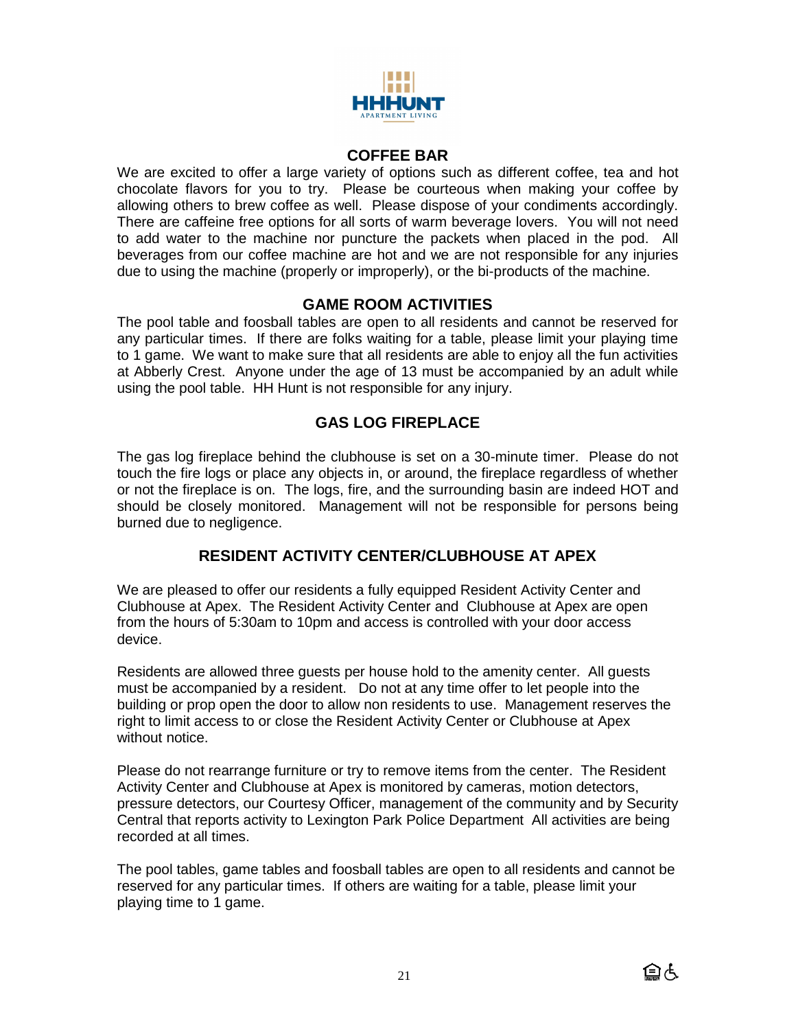## COFFEE BAR

We are excited to offer a large variety of options such as different coffee, tea and hot chocolate flavors for you to try. Please be courteous when making your coffee by allowing others to brew coffee as well. Please dispose of your condiments accordingly. There are caffeine free options for all sorts of warm beverage lovers. You will not need to add water to the machine nor puncture the packets when placed in the pod. All beverages from our coffee machine are hot and we are not responsible for any injuries due to using the machine (properly or improperly), or the bi-products of the machine.

## GAME ROOM ACTIVITIES

The pool table and foosball tables are open to all residents and cannot be reserved for any particular times. If there are folks waiting for a table, please limit your playing time to 1 game. We want to make sure that all residents are able to enjoy all the fun activities at Abberly Crest. Anyone under the age of 13 must be accompanied by an adult while using the pool table. HH Hunt is not responsible for any injury.

## GAS LOG FIREPLACE

The gas log fireplace behind the clubhouse is set on a 30-minute timer. Please do not touch the fire logs or place any objects in, or around, the fireplace regardless of whether or not the fireplace is on. The logs, fire, and the surrounding basin are indeed HOT and should be closely monitored. Management will not be responsible for persons being burned due to negligence.

## RESIDENT ACTIVITY CENTER/CLUBHOUSE AT APEX

We are pleased to offer our residents a fully equipped Resident Activity Center and Clubhouse at Apex. The Resident Activity Center and Clubhouse at Apex are open from the hours of 5:30am to 10pm and access is controlled with your door access device.

Residents are allowed three guests per house hold to the amenity center. All guests must be accompanied by a resident. Do not at any time offer to let people into the building or prop open the door to allow non residents to use. Management reserves the right to limit access to or close the Resident Activity Center or Clubhouse at Apex without notice.

Please do not rearrange furniture or try to remove items from the center. The Resident Activity Center and Clubhouse at Apex is monitored by cameras, motion detectors, pressure detectors, our Courtesy Officer, management of the community and by Security Central that reports activity to Lexington Park Police Department All activities are being recorded at all times.

The pool tables, game tables and foosball tables are open to all residents and cannot be reserved for any particular times. If others are waiting for a table, please limit your playing time to 1 game.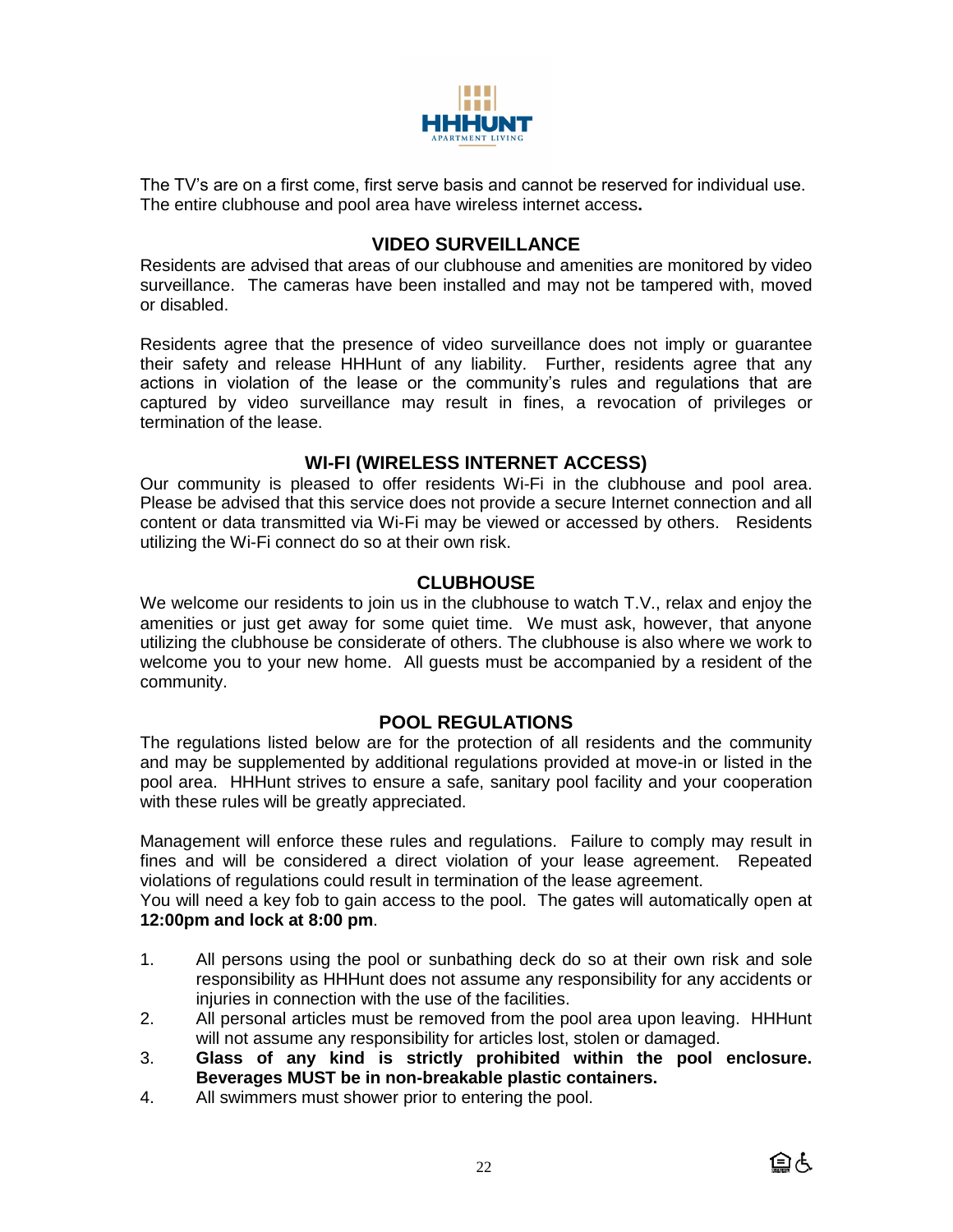The TV's are on a first come, first serve basis and cannot be reserved for individual use. The entire clubhouse and pool area have wireless internet access**.**

## VIDEO SURVEILLANCE

Residents are advised that areas of our clubhouse and amenities are monitored by video surveillance. The cameras have been installed and may not be tampered with, moved or disabled.

Residents agree that the presence of video surveillance does not imply or guarantee their safety and release HHHunt of any liability. Further, residents agree that any actions in violation of the lease or the community's rules and regulations that are captured by video surveillance may result in fines, a revocation of privileges or termination of the lease.

## WI-FI (WIRELESS INTERNET ACCESS)

Our community is pleased to offer residents Wi-Fi in the clubhouse and pool area. Please be advised that this service does not provide a secure Internet connection and all content or data transmitted via Wi-Fi may be viewed or accessed by others. Residents utilizing the Wi-Fi connect do so at their own risk.

## CLUBHOUSE

We welcome our residents to join us in the clubhouse to watch T.V., relax and enjoy the amenities or just get away for some quiet time. We must ask, however, that anyone utilizing the clubhouse be considerate of others. The clubhouse is also where we work to welcome you to your new home. All guests must be accompanied by a resident of the community.

## POOL REGULATIONS

The regulations listed below are for the protection of all residents and the community and may be supplemented by additional regulations provided at move-in or listed in the pool area. HHHunt strives to ensure a safe, sanitary pool facility and your cooperation with these rules will be greatly appreciated.

Management will enforce these rules and regulations. Failure to comply may result in fines and will be considered a direct violation of your lease agreement. Repeated violations of regulations could result in termination of the lease agreement.
You will need a key fob to gain access to the pool. The gates will automatically open at **12:00pm and lock at 8:00 pm**.

1. All persons using the pool or sunbathing deck do so at their own risk and sole responsibility as HHHunt does not assume any responsibility for any accidents or injuries in connection with the use of the facilities.
2. All personal articles must be removed from the pool area upon leaving. HHHunt will not assume any responsibility for articles lost, stolen or damaged.
3. **Glass of any kind is strictly prohibited within the pool enclosure. Beverages MUST be in non-breakable plastic containers.**
4. All swimmers must shower prior to entering the pool.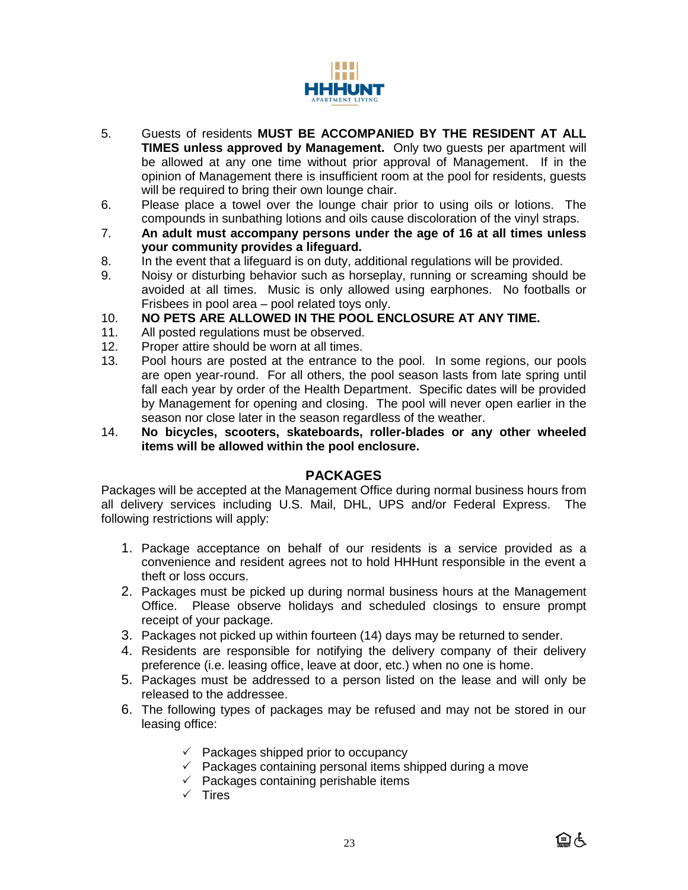5. Guests of residents **MUST BE ACCOMPANIED BY THE RESIDENT AT ALL TIMES unless approved by Management.** Only two guests per apartment will be allowed at any one time without prior approval of Management. If in the opinion of Management there is insufficient room at the pool for residents, guests will be required to bring their own lounge chair.
6. Please place a towel over the lounge chair prior to using oils or lotions. The compounds in sunbathing lotions and oils cause discoloration of the vinyl straps.
7. **An adult must accompany persons under the age of 16 at all times unless your community provides a lifeguard.**
8. In the event that a lifeguard is on duty, additional regulations will be provided.
9. Noisy or disturbing behavior such as horseplay, running or screaming should be avoided at all times. Music is only allowed using earphones. No footballs or Frisbees in pool area – pool related toys only.
10. **NO PETS ARE ALLOWED IN THE POOL ENCLOSURE AT ANY TIME.**
11. All posted regulations must be observed.
12. Proper attire should be worn at all times.
13. Pool hours are posted at the entrance to the pool. In some regions, our pools are open year-round. For all others, the pool season lasts from late spring until fall each year by order of the Health Department. Specific dates will be provided by Management for opening and closing. The pool will never open earlier in the season nor close later in the season regardless of the weather.
14. **No bicycles, scooters, skateboards, roller-blades or any other wheeled items will be allowed within the pool enclosure.**

## PACKAGES

Packages will be accepted at the Management Office during normal business hours from all delivery services including U.S. Mail, DHL, UPS and/or Federal Express. The following restrictions will apply:

1. Package acceptance on behalf of our residents is a service provided as a convenience and resident agrees not to hold HHHunt responsible in the event a theft or loss occurs.
2. Packages must be picked up during normal business hours at the Management Office. Please observe holidays and scheduled closings to ensure prompt receipt of your package.
3. Packages not picked up within fourteen (14) days may be returned to sender.
4. Residents are responsible for notifying the delivery company of their delivery preference (i.e. leasing office, leave at door, etc.) when no one is home.
5. Packages must be addressed to a person listed on the lease and will only be released to the addressee.
6. The following types of packages may be refused and may not be stored in our leasing office:
   - ✓ Packages shipped prior to occupancy
   - ✓ Packages containing personal items shipped during a move
   - ✓ Packages containing perishable items
   - ✓ Tires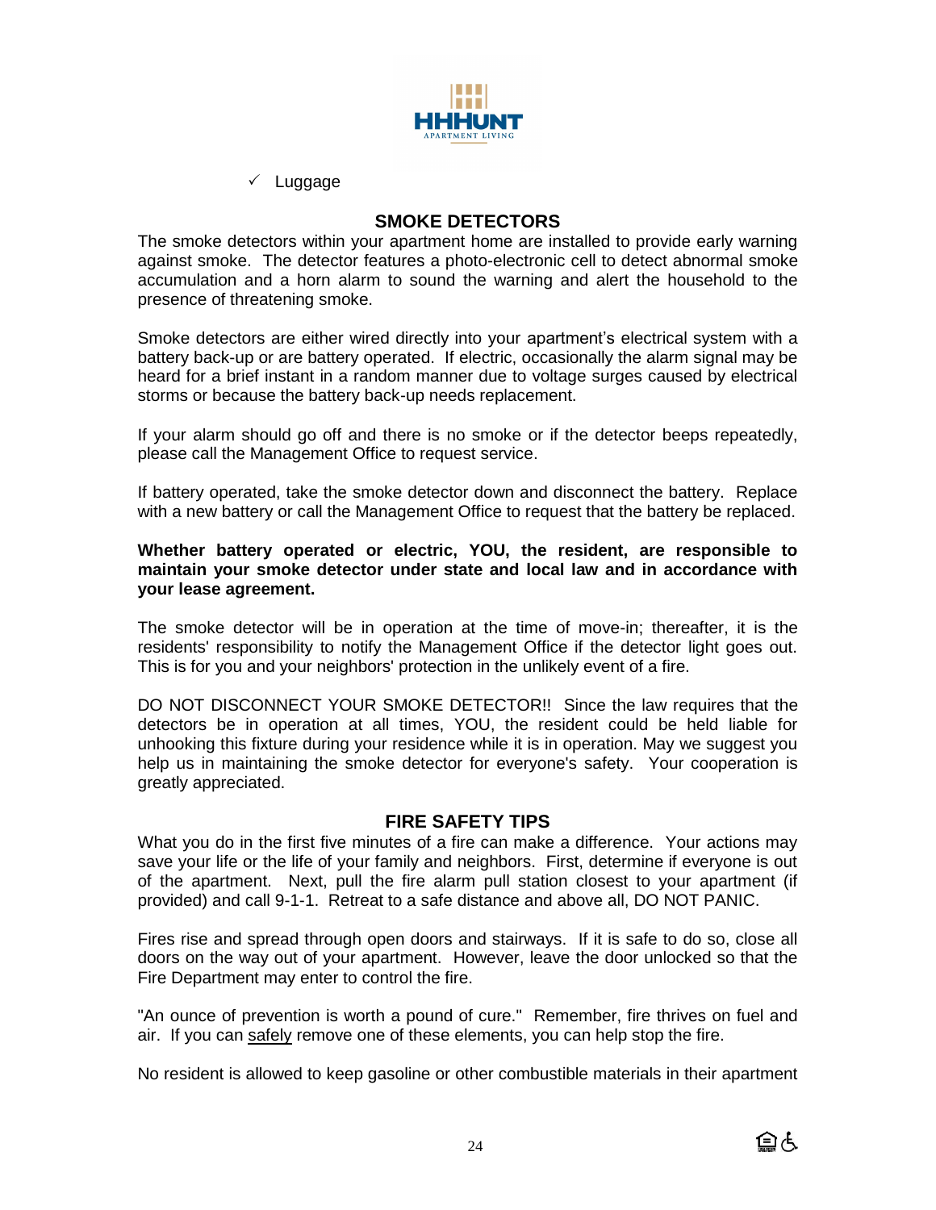- ✓ Luggage

## SMOKE DETECTORS

The smoke detectors within your apartment home are installed to provide early warning against smoke. The detector features a photo-electronic cell to detect abnormal smoke accumulation and a horn alarm to sound the warning and alert the household to the presence of threatening smoke.

Smoke detectors are either wired directly into your apartment's electrical system with a battery back-up or are battery operated. If electric, occasionally the alarm signal may be heard for a brief instant in a random manner due to voltage surges caused by electrical storms or because the battery back-up needs replacement.

If your alarm should go off and there is no smoke or if the detector beeps repeatedly, please call the Management Office to request service.

If battery operated, take the smoke detector down and disconnect the battery. Replace with a new battery or call the Management Office to request that the battery be replaced.

**Whether battery operated or electric, YOU, the resident, are responsible to maintain your smoke detector under state and local law and in accordance with your lease agreement.**

The smoke detector will be in operation at the time of move-in; thereafter, it is the residents' responsibility to notify the Management Office if the detector light goes out. This is for you and your neighbors' protection in the unlikely event of a fire.

DO NOT DISCONNECT YOUR SMOKE DETECTOR!! Since the law requires that the detectors be in operation at all times, YOU, the resident could be held liable for unhooking this fixture during your residence while it is in operation. May we suggest you help us in maintaining the smoke detector for everyone's safety. Your cooperation is greatly appreciated.

## FIRE SAFETY TIPS

What you do in the first five minutes of a fire can make a difference. Your actions may save your life or the life of your family and neighbors. First, determine if everyone is out of the apartment. Next, pull the fire alarm pull station closest to your apartment (if provided) and call 9-1-1. Retreat to a safe distance and above all, DO NOT PANIC.

Fires rise and spread through open doors and stairways. If it is safe to do so, close all doors on the way out of your apartment. However, leave the door unlocked so that the Fire Department may enter to control the fire.

"An ounce of prevention is worth a pound of cure." Remember, fire thrives on fuel and air. If you can safely remove one of these elements, you can help stop the fire.

No resident is allowed to keep gasoline or other combustible materials in their apartment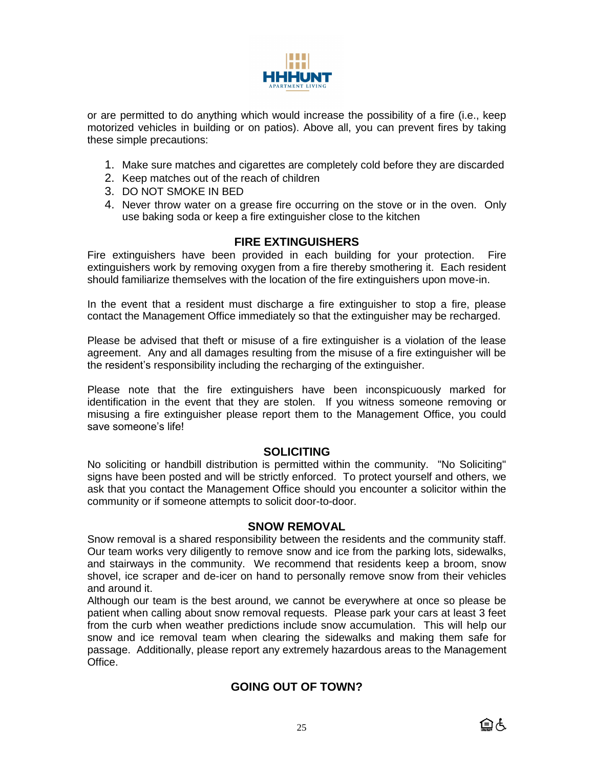or are permitted to do anything which would increase the possibility of a fire (i.e., keep motorized vehicles in building or on patios). Above all, you can prevent fires by taking these simple precautions:

1. Make sure matches and cigarettes are completely cold before they are discarded
2. Keep matches out of the reach of children
3. DO NOT SMOKE IN BED
4. Never throw water on a grease fire occurring on the stove or in the oven. Only use baking soda or keep a fire extinguisher close to the kitchen

## FIRE EXTINGUISHERS

Fire extinguishers have been provided in each building for your protection. Fire extinguishers work by removing oxygen from a fire thereby smothering it. Each resident should familiarize themselves with the location of the fire extinguishers upon move-in.

In the event that a resident must discharge a fire extinguisher to stop a fire, please contact the Management Office immediately so that the extinguisher may be recharged.

Please be advised that theft or misuse of a fire extinguisher is a violation of the lease agreement. Any and all damages resulting from the misuse of a fire extinguisher will be the resident's responsibility including the recharging of the extinguisher.

Please note that the fire extinguishers have been inconspicuously marked for identification in the event that they are stolen. If you witness someone removing or misusing a fire extinguisher please report them to the Management Office, you could save someone's life!

## SOLICITING

No soliciting or handbill distribution is permitted within the community. "No Soliciting" signs have been posted and will be strictly enforced. To protect yourself and others, we ask that you contact the Management Office should you encounter a solicitor within the community or if someone attempts to solicit door-to-door.

## SNOW REMOVAL

Snow removal is a shared responsibility between the residents and the community staff. Our team works very diligently to remove snow and ice from the parking lots, sidewalks, and stairways in the community. We recommend that residents keep a broom, snow shovel, ice scraper and de-icer on hand to personally remove snow from their vehicles and around it.

Although our team is the best around, we cannot be everywhere at once so please be patient when calling about snow removal requests. Please park your cars at least 3 feet from the curb when weather predictions include snow accumulation. This will help our snow and ice removal team when clearing the sidewalks and making them safe for passage. Additionally, please report any extremely hazardous areas to the Management Office.

## GOING OUT OF TOWN?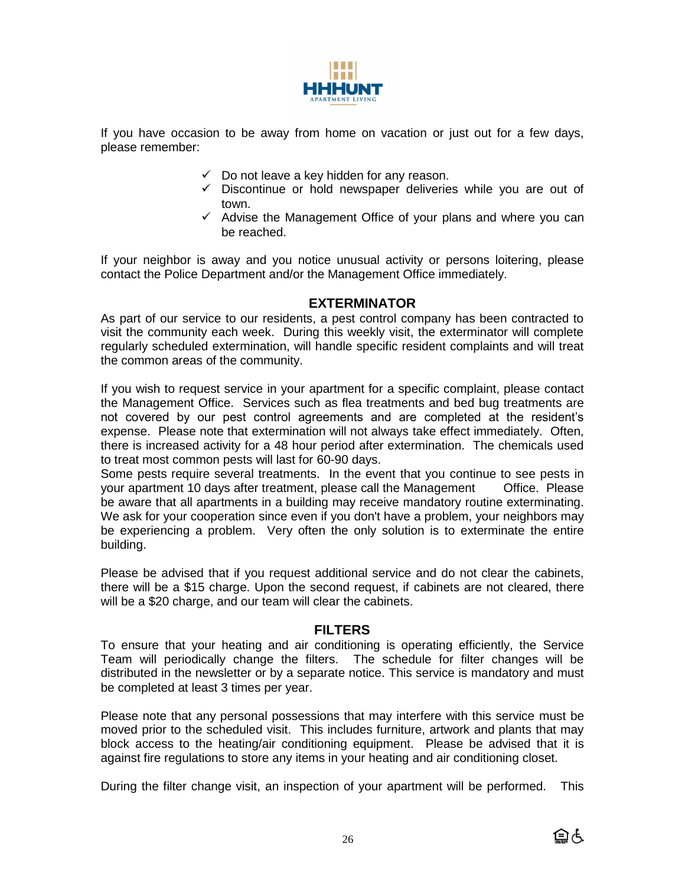If you have occasion to be away from home on vacation or just out for a few days, please remember:

- ✓ Do not leave a key hidden for any reason.
- ✓ Discontinue or hold newspaper deliveries while you are out of town.
- ✓ Advise the Management Office of your plans and where you can be reached.

If your neighbor is away and you notice unusual activity or persons loitering, please contact the Police Department and/or the Management Office immediately.

## EXTERMINATOR

As part of our service to our residents, a pest control company has been contracted to visit the community each week. During this weekly visit, the exterminator will complete regularly scheduled extermination, will handle specific resident complaints and will treat the common areas of the community.

If you wish to request service in your apartment for a specific complaint, please contact the Management Office. Services such as flea treatments and bed bug treatments are not covered by our pest control agreements and are completed at the resident's expense. Please note that extermination will not always take effect immediately. Often, there is increased activity for a 48 hour period after extermination. The chemicals used to treat most common pests will last for 60-90 days.

Some pests require several treatments. In the event that you continue to see pests in your apartment 10 days after treatment, please call the Management Office. Please be aware that all apartments in a building may receive mandatory routine exterminating. We ask for your cooperation since even if you don't have a problem, your neighbors may be experiencing a problem. Very often the only solution is to exterminate the entire building.

Please be advised that if you request additional service and do not clear the cabinets, there will be a $15 charge. Upon the second request, if cabinets are not cleared, there will be a $20 charge, and our team will clear the cabinets.

## FILTERS

To ensure that your heating and air conditioning is operating efficiently, the Service Team will periodically change the filters. The schedule for filter changes will be distributed in the newsletter or by a separate notice. This service is mandatory and must be completed at least 3 times per year.

Please note that any personal possessions that may interfere with this service must be moved prior to the scheduled visit. This includes furniture, artwork and plants that may block access to the heating/air conditioning equipment. Please be advised that it is against fire regulations to store any items in your heating and air conditioning closet.

During the filter change visit, an inspection of your apartment will be performed. This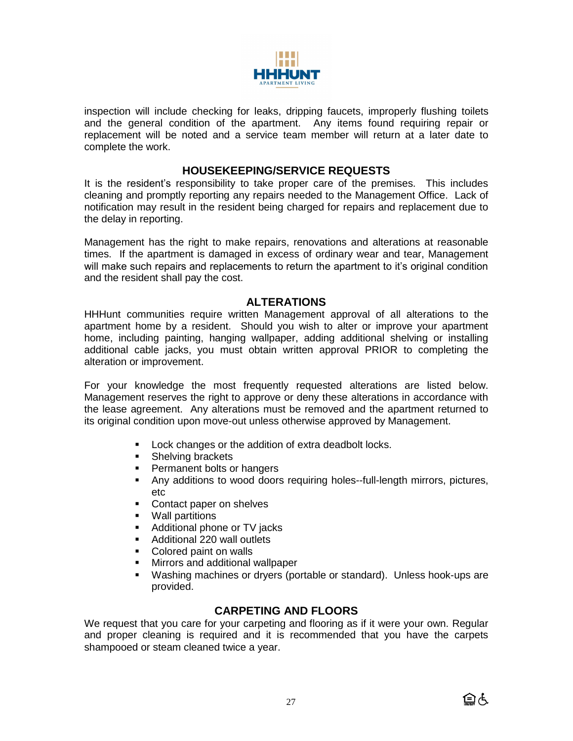inspection will include checking for leaks, dripping faucets, improperly flushing toilets and the general condition of the apartment. Any items found requiring repair or replacement will be noted and a service team member will return at a later date to complete the work.

## HOUSEKEEPING/SERVICE REQUESTS

It is the resident's responsibility to take proper care of the premises. This includes cleaning and promptly reporting any repairs needed to the Management Office. Lack of notification may result in the resident being charged for repairs and replacement due to the delay in reporting.

Management has the right to make repairs, renovations and alterations at reasonable times. If the apartment is damaged in excess of ordinary wear and tear, Management will make such repairs and replacements to return the apartment to it's original condition and the resident shall pay the cost.

## ALTERATIONS

HHHunt communities require written Management approval of all alterations to the apartment home by a resident. Should you wish to alter or improve your apartment home, including painting, hanging wallpaper, adding additional shelving or installing additional cable jacks, you must obtain written approval PRIOR to completing the alteration or improvement.

For your knowledge the most frequently requested alterations are listed below. Management reserves the right to approve or deny these alterations in accordance with the lease agreement. Any alterations must be removed and the apartment returned to its original condition upon move-out unless otherwise approved by Management.

- Lock changes or the addition of extra deadbolt locks.
- Shelving brackets
- Permanent bolts or hangers
- Any additions to wood doors requiring holes--full-length mirrors, pictures, etc
- Contact paper on shelves
- Wall partitions
- Additional phone or TV jacks
- Additional 220 wall outlets
- Colored paint on walls
- Mirrors and additional wallpaper
- Washing machines or dryers (portable or standard). Unless hook-ups are provided.

## CARPETING AND FLOORS

We request that you care for your carpeting and flooring as if it were your own. Regular and proper cleaning is required and it is recommended that you have the carpets shampooed or steam cleaned twice a year.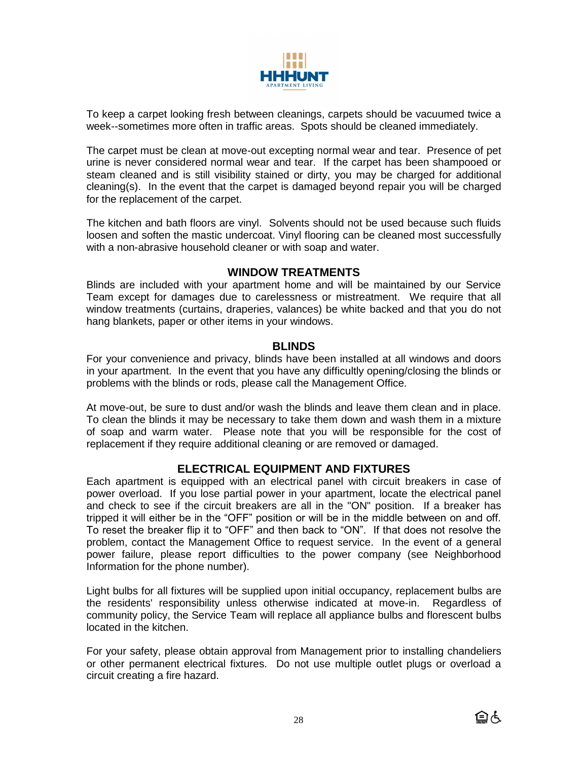To keep a carpet looking fresh between cleanings, carpets should be vacuumed twice a week--sometimes more often in traffic areas. Spots should be cleaned immediately.

The carpet must be clean at move-out excepting normal wear and tear. Presence of pet urine is never considered normal wear and tear. If the carpet has been shampooed or steam cleaned and is still visibility stained or dirty, you may be charged for additional cleaning(s). In the event that the carpet is damaged beyond repair you will be charged for the replacement of the carpet.

The kitchen and bath floors are vinyl. Solvents should not be used because such fluids loosen and soften the mastic undercoat. Vinyl flooring can be cleaned most successfully with a non-abrasive household cleaner or with soap and water.

## WINDOW TREATMENTS

Blinds are included with your apartment home and will be maintained by our Service Team except for damages due to carelessness or mistreatment. We require that all window treatments (curtains, draperies, valances) be white backed and that you do not hang blankets, paper or other items in your windows.

## BLINDS

For your convenience and privacy, blinds have been installed at all windows and doors in your apartment. In the event that you have any difficultly opening/closing the blinds or problems with the blinds or rods, please call the Management Office.

At move-out, be sure to dust and/or wash the blinds and leave them clean and in place. To clean the blinds it may be necessary to take them down and wash them in a mixture of soap and warm water. Please note that you will be responsible for the cost of replacement if they require additional cleaning or are removed or damaged.

## ELECTRICAL EQUIPMENT AND FIXTURES

Each apartment is equipped with an electrical panel with circuit breakers in case of power overload. If you lose partial power in your apartment, locate the electrical panel and check to see if the circuit breakers are all in the "ON" position. If a breaker has tripped it will either be in the "OFF" position or will be in the middle between on and off. To reset the breaker flip it to "OFF" and then back to "ON". If that does not resolve the problem, contact the Management Office to request service. In the event of a general power failure, please report difficulties to the power company (see Neighborhood Information for the phone number).

Light bulbs for all fixtures will be supplied upon initial occupancy, replacement bulbs are the residents' responsibility unless otherwise indicated at move-in. Regardless of community policy, the Service Team will replace all appliance bulbs and florescent bulbs located in the kitchen.

For your safety, please obtain approval from Management prior to installing chandeliers or other permanent electrical fixtures. Do not use multiple outlet plugs or overload a circuit creating a fire hazard.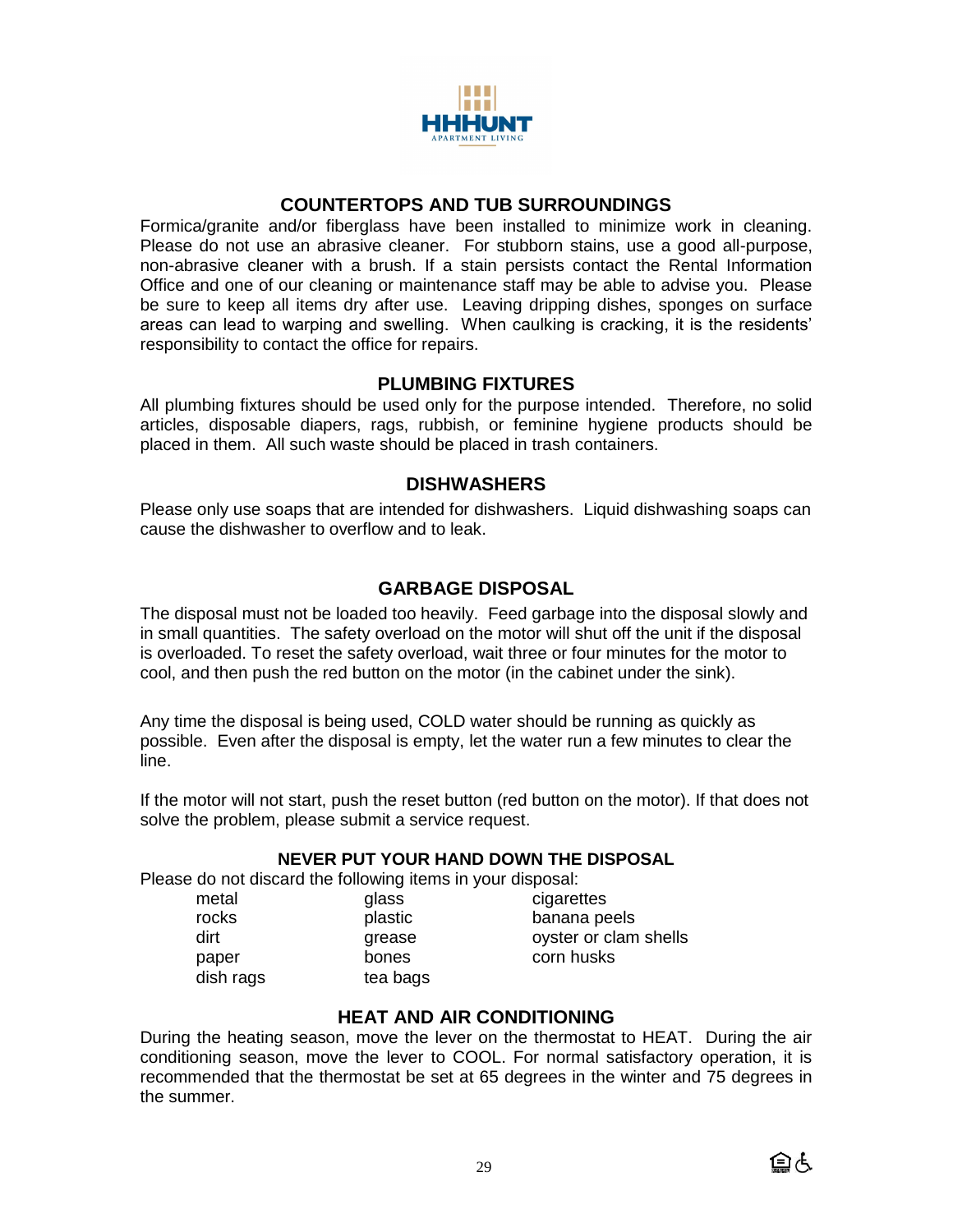## COUNTERTOPS AND TUB SURROUNDINGS

Formica/granite and/or fiberglass have been installed to minimize work in cleaning. Please do not use an abrasive cleaner. For stubborn stains, use a good all-purpose, non-abrasive cleaner with a brush. If a stain persists contact the Rental Information Office and one of our cleaning or maintenance staff may be able to advise you. Please be sure to keep all items dry after use. Leaving dripping dishes, sponges on surface areas can lead to warping and swelling. When caulking is cracking, it is the residents' responsibility to contact the office for repairs.

## PLUMBING FIXTURES

All plumbing fixtures should be used only for the purpose intended. Therefore, no solid articles, disposable diapers, rags, rubbish, or feminine hygiene products should be placed in them. All such waste should be placed in trash containers.

## DISHWASHERS

Please only use soaps that are intended for dishwashers. Liquid dishwashing soaps can cause the dishwasher to overflow and to leak.

## GARBAGE DISPOSAL

The disposal must not be loaded too heavily. Feed garbage into the disposal slowly and in small quantities. The safety overload on the motor will shut off the unit if the disposal is overloaded. To reset the safety overload, wait three or four minutes for the motor to cool, and then push the red button on the motor (in the cabinet under the sink).

Any time the disposal is being used, COLD water should be running as quickly as possible. Even after the disposal is empty, let the water run a few minutes to clear the line.

If the motor will not start, push the reset button (red button on the motor). If that does not solve the problem, please submit a service request.

### NEVER PUT YOUR HAND DOWN THE DISPOSAL

Please do not discard the following items in your disposal:

- metal
- rocks
- dirt
- paper
- dish rags
- glass
- plastic
- grease
- bones
- tea bags
- cigarettes
- banana peels
- oyster or clam shells
- corn husks

## HEAT AND AIR CONDITIONING

During the heating season, move the lever on the thermostat to HEAT. During the air conditioning season, move the lever to COOL. For normal satisfactory operation, it is recommended that the thermostat be set at 65 degrees in the winter and 75 degrees in the summer.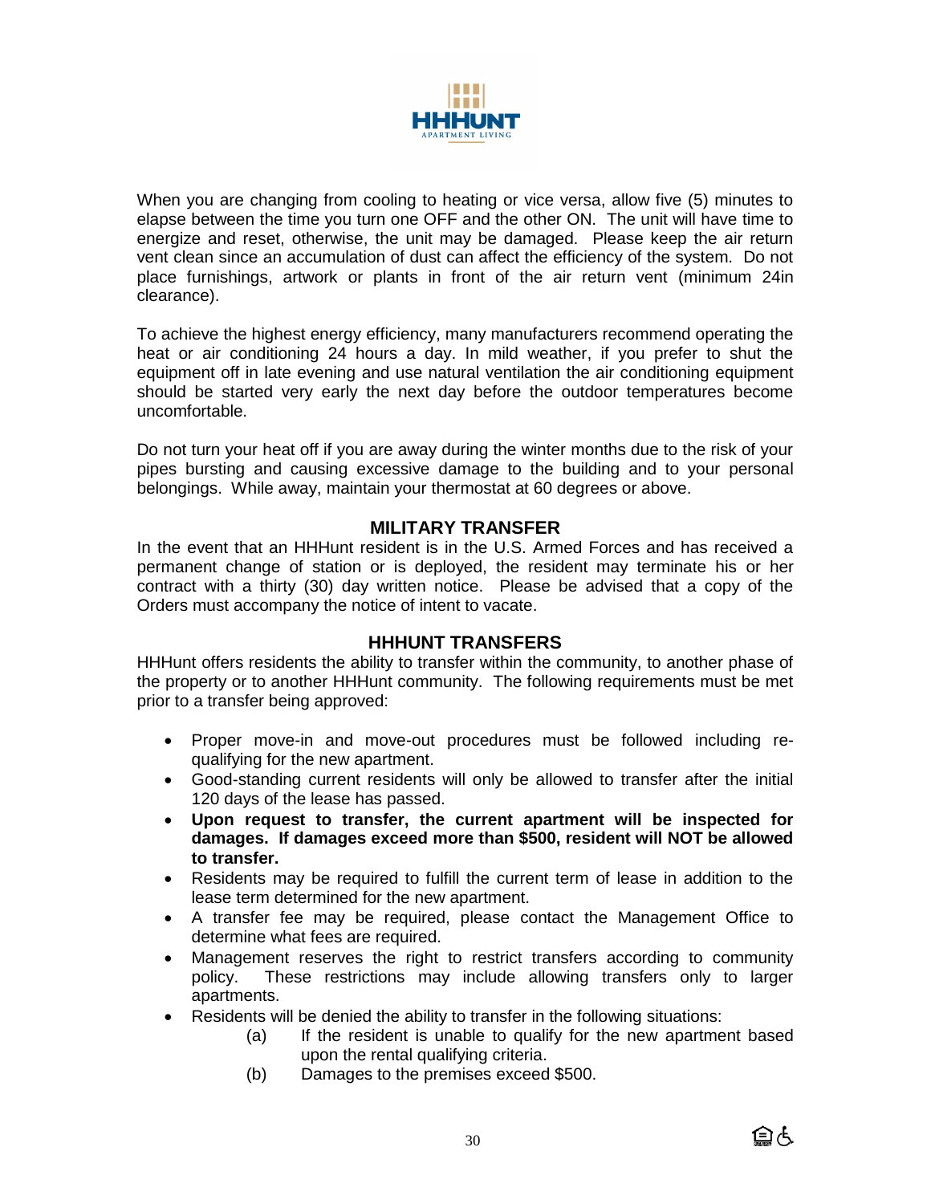When you are changing from cooling to heating or vice versa, allow five (5) minutes to elapse between the time you turn one OFF and the other ON. The unit will have time to energize and reset, otherwise, the unit may be damaged. Please keep the air return vent clean since an accumulation of dust can affect the efficiency of the system. Do not place furnishings, artwork or plants in front of the air return vent (minimum 24in clearance).

To achieve the highest energy efficiency, many manufacturers recommend operating the heat or air conditioning 24 hours a day. In mild weather, if you prefer to shut the equipment off in late evening and use natural ventilation the air conditioning equipment should be started very early the next day before the outdoor temperatures become uncomfortable.

Do not turn your heat off if you are away during the winter months due to the risk of your pipes bursting and causing excessive damage to the building and to your personal belongings. While away, maintain your thermostat at 60 degrees or above.

## MILITARY TRANSFER

In the event that an HHHunt resident is in the U.S. Armed Forces and has received a permanent change of station or is deployed, the resident may terminate his or her contract with a thirty (30) day written notice. Please be advised that a copy of the Orders must accompany the notice of intent to vacate.

## HHHUNT TRANSFERS

HHHunt offers residents the ability to transfer within the community, to another phase of the property or to another HHHunt community. The following requirements must be met prior to a transfer being approved:

- Proper move-in and move-out procedures must be followed including re-qualifying for the new apartment.
- Good-standing current residents will only be allowed to transfer after the initial 120 days of the lease has passed.
- **Upon request to transfer, the current apartment will be inspected for damages. If damages exceed more than $500, resident will NOT be allowed to transfer.**
- Residents may be required to fulfill the current term of lease in addition to the lease term determined for the new apartment.
- A transfer fee may be required, please contact the Management Office to determine what fees are required.
- Management reserves the right to restrict transfers according to community policy. These restrictions may include allowing transfers only to larger apartments.
- Residents will be denied the ability to transfer in the following situations:
  - (a) If the resident is unable to qualify for the new apartment based upon the rental qualifying criteria.
  - (b) Damages to the premises exceed $500.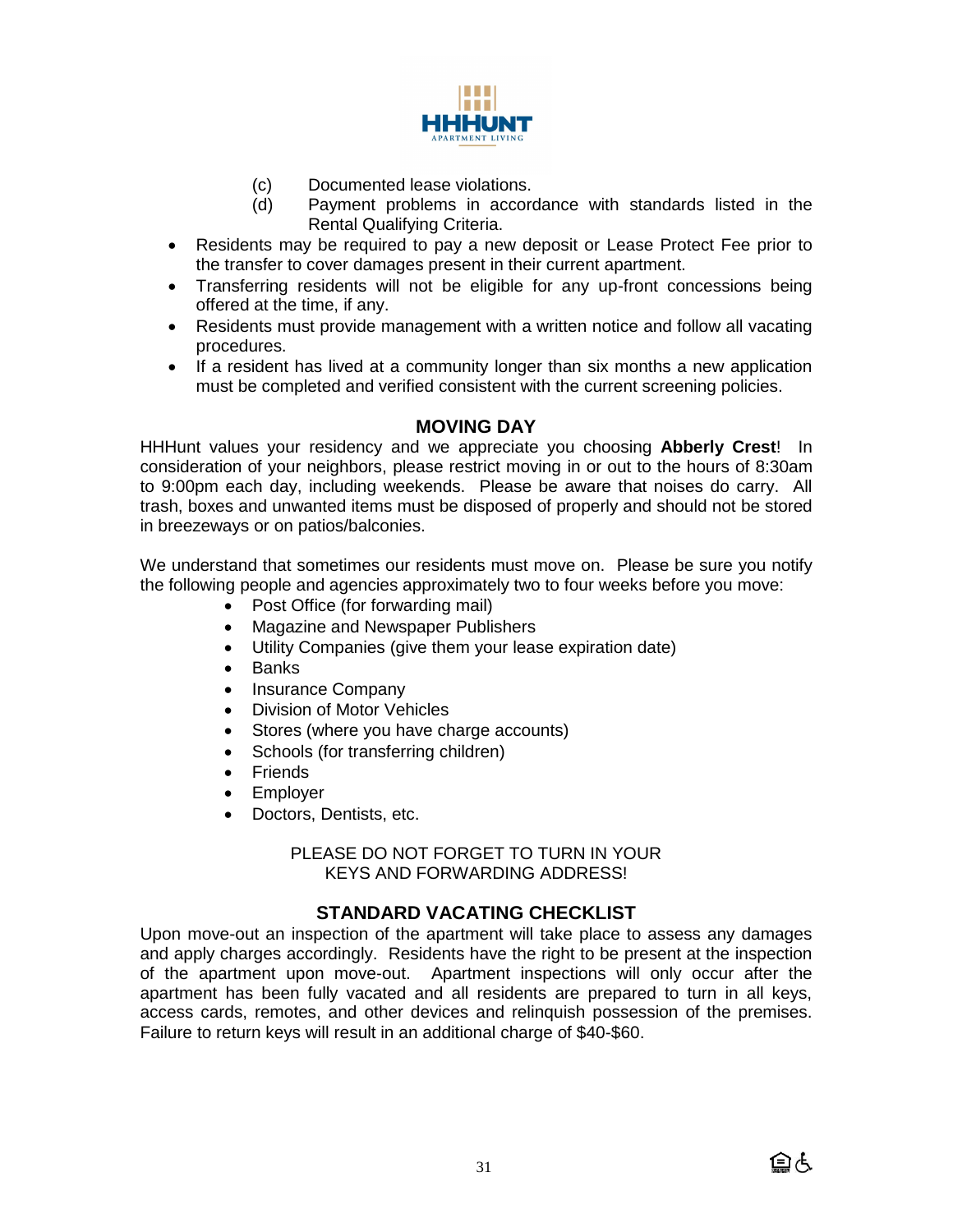(c) Documented lease violations.

(d) Payment problems in accordance with standards listed in the Rental Qualifying Criteria.

- Residents may be required to pay a new deposit or Lease Protect Fee prior to the transfer to cover damages present in their current apartment.
- Transferring residents will not be eligible for any up-front concessions being offered at the time, if any.
- Residents must provide management with a written notice and follow all vacating procedures.
- If a resident has lived at a community longer than six months a new application must be completed and verified consistent with the current screening policies.

## MOVING DAY

HHHunt values your residency and we appreciate you choosing **Abberly Crest**! In consideration of your neighbors, please restrict moving in or out to the hours of 8:30am to 9:00pm each day, including weekends. Please be aware that noises do carry. All trash, boxes and unwanted items must be disposed of properly and should not be stored in breezeways or on patios/balconies.

We understand that sometimes our residents must move on. Please be sure you notify the following people and agencies approximately two to four weeks before you move:

- Post Office (for forwarding mail)
- Magazine and Newspaper Publishers
- Utility Companies (give them your lease expiration date)
- Banks
- Insurance Company
- Division of Motor Vehicles
- Stores (where you have charge accounts)
- Schools (for transferring children)
- Friends
- Employer
- Doctors, Dentists, etc.

PLEASE DO NOT FORGET TO TURN IN YOUR KEYS AND FORWARDING ADDRESS!

## STANDARD VACATING CHECKLIST

Upon move-out an inspection of the apartment will take place to assess any damages and apply charges accordingly. Residents have the right to be present at the inspection of the apartment upon move-out. Apartment inspections will only occur after the apartment has been fully vacated and all residents are prepared to turn in all keys, access cards, remotes, and other devices and relinquish possession of the premises. Failure to return keys will result in an additional charge of $40-$60.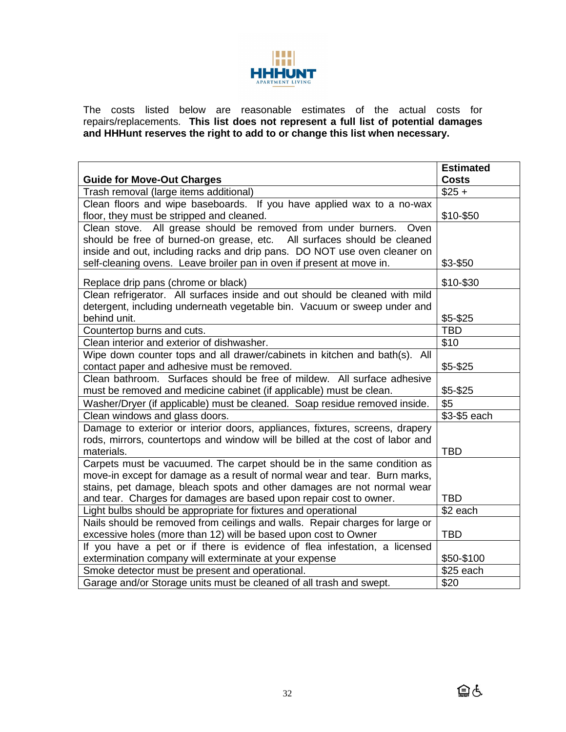HHHUNT
APARTMENT LIVING

The costs listed below are reasonable estimates of the actual costs for repairs/replacements. **This list does not represent a full list of potential damages and HHHunt reserves the right to add to or change this list when necessary.**

| **Guide for Move-Out Charges** | **Estimated Costs** |
|---|---|
| Trash removal (large items additional) | $25 + |
| Clean floors and wipe baseboards. If you have applied wax to a no-wax floor, they must be stripped and cleaned. | $10-$50 |
| Clean stove. All grease should be removed from under burners. Oven should be free of burned-on grease, etc. All surfaces should be cleaned inside and out, including racks and drip pans. DO NOT use oven cleaner on self-cleaning ovens. Leave broiler pan in oven if present at move in. | $3-$50 |
| Replace drip pans (chrome or black) | $10-$30 |
| Clean refrigerator. All surfaces inside and out should be cleaned with mild detergent, including underneath vegetable bin. Vacuum or sweep under and behind unit. | $5-$25 |
| Countertop burns and cuts. | TBD |
| Clean interior and exterior of dishwasher. | $10 |
| Wipe down counter tops and all drawer/cabinets in kitchen and bath(s). All contact paper and adhesive must be removed. | $5-$25 |
| Clean bathroom. Surfaces should be free of mildew. All surface adhesive must be removed and medicine cabinet (if applicable) must be clean. | $5-$25 |
| Washer/Dryer (if applicable) must be cleaned. Soap residue removed inside. | $5 |
| Clean windows and glass doors. | $3-$5 each |
| Damage to exterior or interior doors, appliances, fixtures, screens, drapery rods, mirrors, countertops and window will be billed at the cost of labor and materials. | TBD |
| Carpets must be vacuumed. The carpet should be in the same condition as move-in except for damage as a result of normal wear and tear. Burn marks, stains, pet damage, bleach spots and other damages are not normal wear and tear. Charges for damages are based upon repair cost to owner. | TBD |
| Light bulbs should be appropriate for fixtures and operational | $2 each |
| Nails should be removed from ceilings and walls. Repair charges for large or excessive holes (more than 12) will be based upon cost to Owner | TBD |
| If you have a pet or if there is evidence of flea infestation, a licensed extermination company will exterminate at your expense | $50-$100 |
| Smoke detector must be present and operational. | $25 each |
| Garage and/or Storage units must be cleaned of all trash and swept. | $20 |